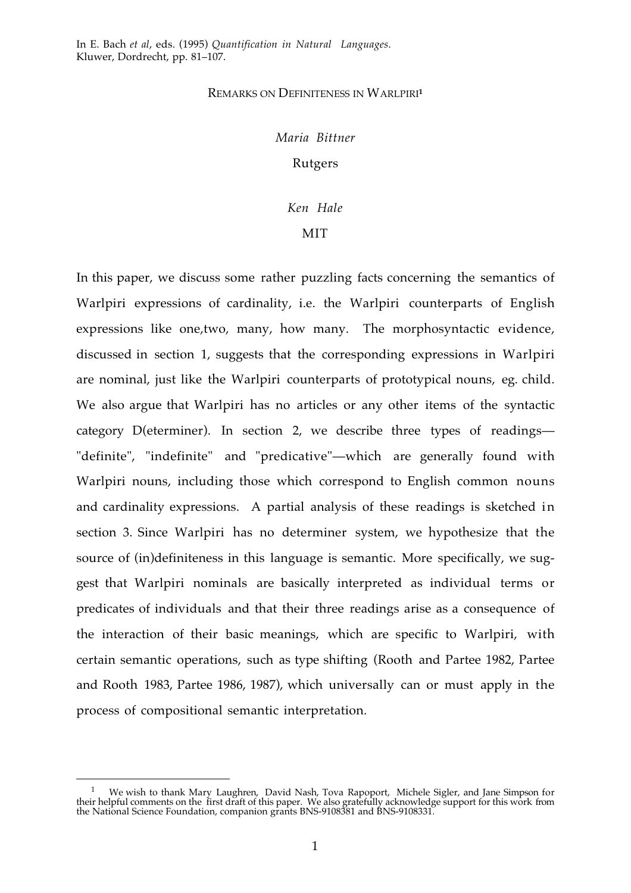In E. Bach *et al*, eds. (1995) *Quantification in Natural Languages.* Kluwer, Dordrecht, pp. 81–107.

# REMARKS ON DEFINITENESS IN WARLPIRI[1]

*Maria Bittner*

Rutgers

*Ken Hale*

MIT

In this paper, we discuss some rather puzzling facts concerning the semantics of Warlpiri expressions of cardinality, i.e. the Warlpiri counterparts of English expressions like one,two, many, how many. The morphosyntactic evidence, discussed in section 1, suggests that the corresponding expressions in Warlpiri are nominal, just like the Warlpiri counterparts of prototypical nouns, eg. child. We also argue that Warlpiri has no articles or any other items of the syntactic category D(eterminer). In section 2, we describe three types of readings—"definite", "indefinite" and "predicative"—which are generally found with Warlpiri nouns, including those which correspond to English common nouns and cardinality expressions. A partial analysis of these readings is sketched in section 3. Since Warlpiri has no determiner system, we hypothesize that the source of (in)definiteness in this language is semantic. More specifically, we suggest that Warlpiri nominals are basically interpreted as individual terms or predicates of individuals and that their three readings arise as a consequence of the interaction of their basic meanings, which are specific to Warlpiri, with certain semantic operations, such as type shifting (Rooth and Partee 1982, Partee and Rooth 1983, Partee 1986, 1987), which universally can or must apply in the process of compositional semantic interpretation.

---

[1] We wish to thank Mary Laughren, David Nash, Tova Rapoport, Michele Sigler, and Jane Simpson for their helpful comments on the first draft of this paper. We also gratefully acknowledge support for this work from the National Science Foundation, companion grants BNS-9108381 and BNS-9108331.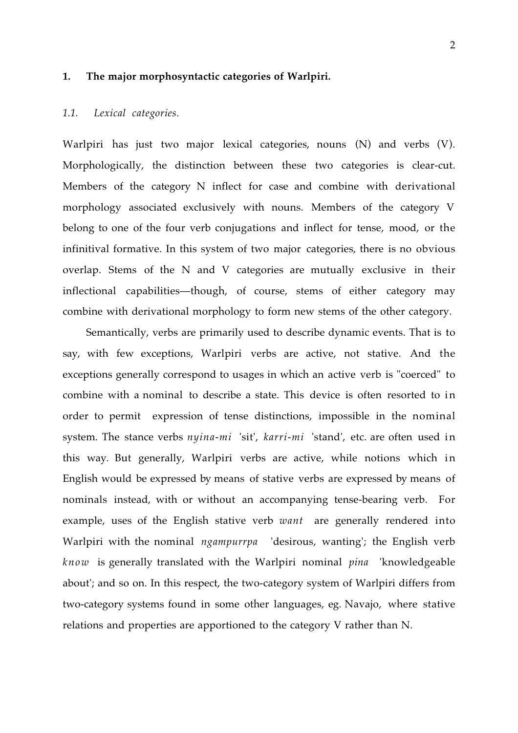## 1. The major morphosyntactic categories of Warlpiri.

### *1.1. Lexical categories.*

Warlpiri has just two major lexical categories, nouns (N) and verbs (V). Morphologically, the distinction between these two categories is clear-cut. Members of the category N inflect for case and combine with derivational morphology associated exclusively with nouns. Members of the category V belong to one of the four verb conjugations and inflect for tense, mood, or the infinitival formative. In this system of two major categories, there is no obvious overlap. Stems of the N and V categories are mutually exclusive in their inflectional capabilities—though, of course, stems of either category may combine with derivational morphology to form new stems of the other category.

Semantically, verbs are primarily used to describe dynamic events. That is to say, with few exceptions, Warlpiri verbs are active, not stative. And the exceptions generally correspond to usages in which an active verb is "coerced" to combine with a nominal to describe a state. This device is often resorted to in order to permit expression of tense distinctions, impossible in the nominal system. The stance verbs *nyina-mi* 'sit', *karri-mi* 'stand', etc. are often used in this way. But generally, Warlpiri verbs are active, while notions which in English would be expressed by means of stative verbs are expressed by means of nominals instead, with or without an accompanying tense-bearing verb. For example, uses of the English stative verb *want* are generally rendered into Warlpiri with the nominal *ngampurrpa* 'desirous, wanting'; the English verb *know* is generally translated with the Warlpiri nominal *pina* 'knowledgeable about'; and so on. In this respect, the two-category system of Warlpiri differs from two-category systems found in some other languages, eg. Navajo, where stative relations and properties are apportioned to the category V rather than N.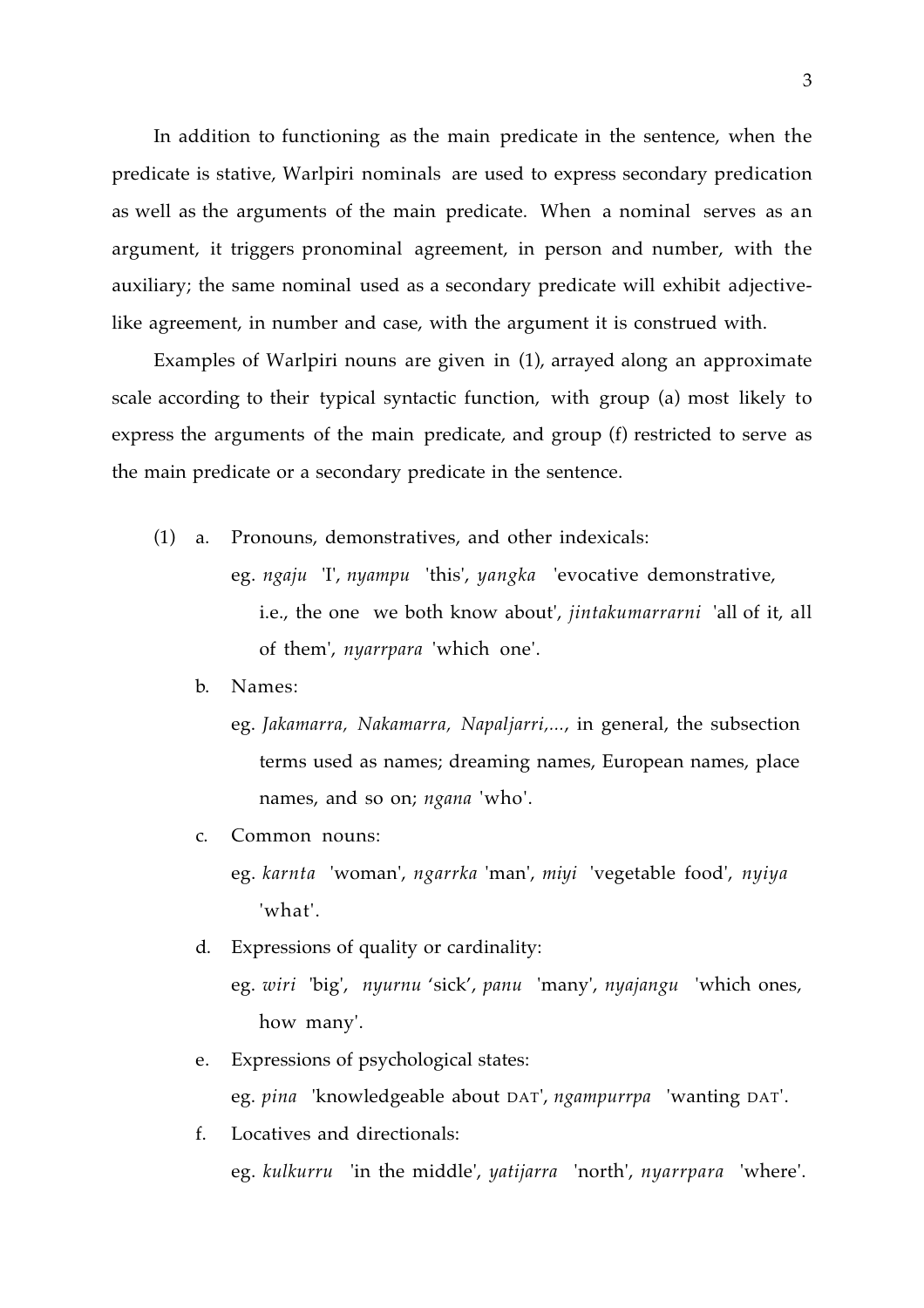In addition to functioning as the main predicate in the sentence, when the predicate is stative, Warlpiri nominals are used to express secondary predication as well as the arguments of the main predicate. When a nominal serves as an argument, it triggers pronominal agreement, in person and number, with the auxiliary; the same nominal used as a secondary predicate will exhibit adjective-like agreement, in number and case, with the argument it is construed with.

Examples of Warlpiri nouns are given in (1), arrayed along an approximate scale according to their typical syntactic function, with group (a) most likely to express the arguments of the main predicate, and group (f) restricted to serve as the main predicate or a secondary predicate in the sentence.

(1) a. Pronouns, demonstratives, and other indexicals:
   eg. *ngaju* 'I', *nyampu* 'this', *yangka* 'evocative demonstrative, i.e., the one we both know about', *jintakumarrarni* 'all of it, all of them', *nyarrpara* 'which one'.

   b. Names:
   eg. *Jakamarra, Nakamarra, Napaljarri,...*, in general, the subsection terms used as names; dreaming names, European names, place names, and so on; *ngana* 'who'.

   c. Common nouns:
   eg. *karnta* 'woman', *ngarrka* 'man', *miyi* 'vegetable food', *nyiya* 'what'.

   d. Expressions of quality or cardinality:
   eg. *wiri* 'big', *nyurnu* 'sick', *panu* 'many', *nyajangu* 'which ones, how many'.

   e. Expressions of psychological states:
   eg. *pina* 'knowledgeable about DAT', *ngampurrpa* 'wanting DAT'.

   f. Locatives and directionals:
   eg. *kulkurru* 'in the middle', *yatijarra* 'north', *nyarrpara* 'where'.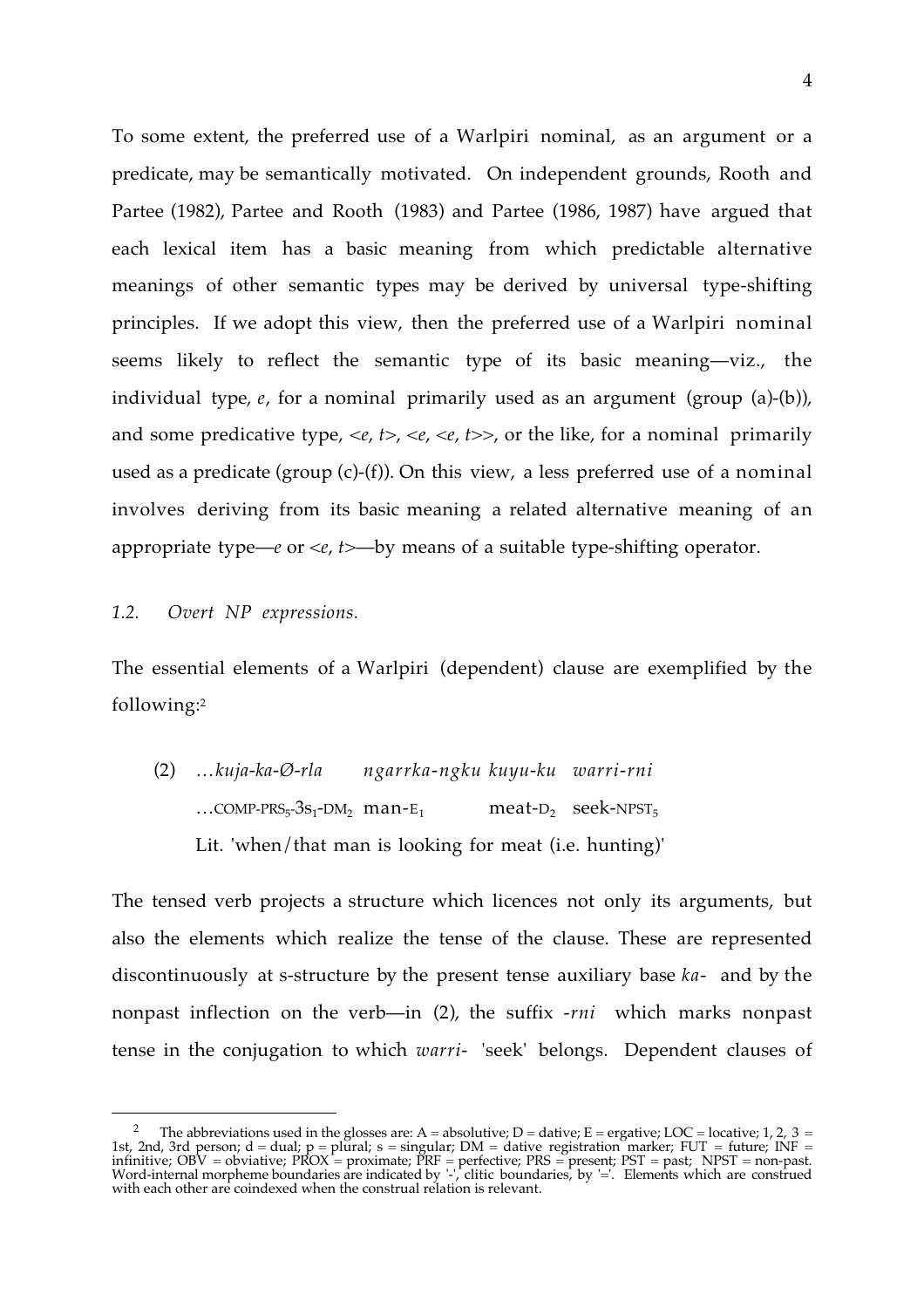To some extent, the preferred use of a Warlpiri nominal, as an argument or a predicate, may be semantically motivated. On independent grounds, Rooth and Partee (1982), Partee and Rooth (1983) and Partee (1986, 1987) have argued that each lexical item has a basic meaning from which predictable alternative meanings of other semantic types may be derived by universal type-shifting principles. If we adopt this view, then the preferred use of a Warlpiri nominal seems likely to reflect the semantic type of its basic meaning—viz., the individual type, *e*, for a nominal primarily used as an argument (group (a)-(b)), and some predicative type, <*e*, *t*>, <*e*, <*e*, *t*>>, or the like, for a nominal primarily used as a predicate (group (c)-(f)). On this view, a less preferred use of a nominal involves deriving from its basic meaning a related alternative meaning of an appropriate type—*e* or <*e*, *t*>—by means of a suitable type-shifting operator.

### *1.2. Overt NP expressions.*

The essential elements of a Warlpiri (dependent) clause are exemplified by the following:[2]

(2) …*kuja-ka-Ø-rla* *ngarrka-ngku* *kuyu-ku* *warri-rni*
…COMP-PRS$_5$-3s$_1$-DM$_2$ man-E$_1$ meat-D$_2$ seek-NPST$_5$
Lit. 'when/that man is looking for meat (i.e. hunting)'

The tensed verb projects a structure which licences not only its arguments, but also the elements which realize the tense of the clause. These are represented discontinuously at s-structure by the present tense auxiliary base *ka-* and by the nonpast inflection on the verb—in (2), the suffix *-rni* which marks nonpast tense in the conjugation to which *warri-* 'seek' belongs. Dependent clauses of

---

[2] The abbreviations used in the glosses are: A = absolutive; D = dative; E = ergative; LOC = locative; 1, 2, 3 = 1st, 2nd, 3rd person; d = dual; p = plural; s = singular; DM = dative registration marker; FUT = future; INF = infinitive; OBV = obviative; PROX = proximate; PRF = perfective; PRS = present; PST = past; NPST = non-past. Word-internal morpheme boundaries are indicated by '-', clitic boundaries, by '='. Elements which are construed with each other are coindexed when the construal relation is relevant.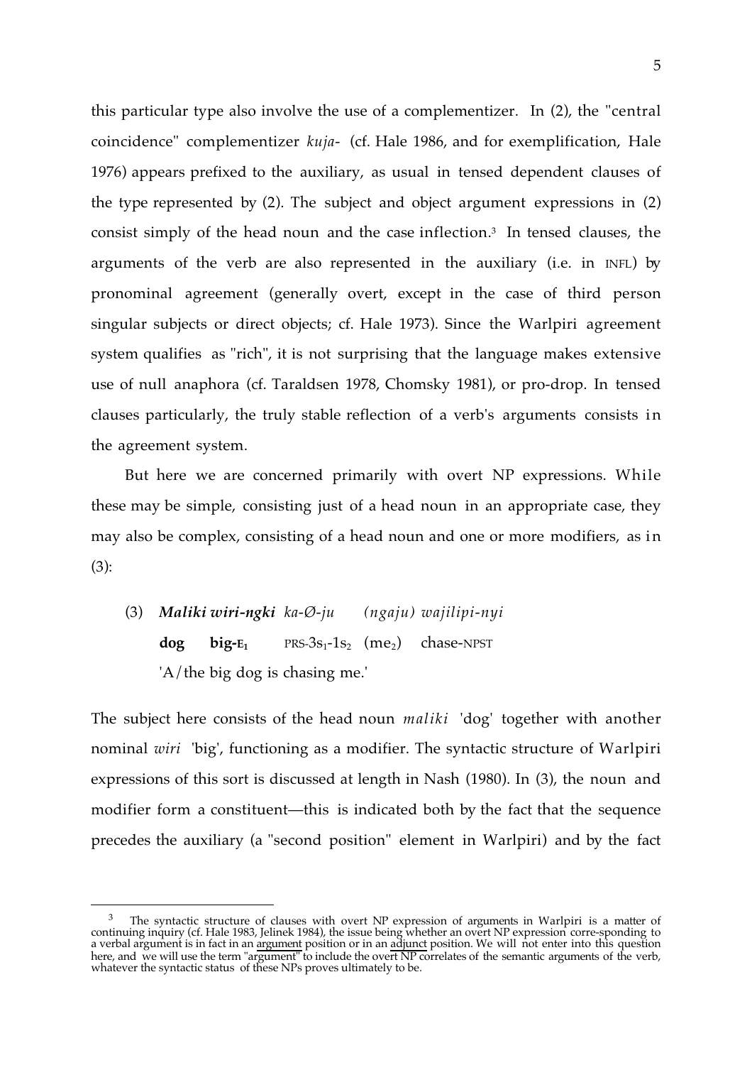this particular type also involve the use of a complementizer. In (2), the "central coincidence" complementizer *kuja-* (cf. Hale 1986, and for exemplification, Hale 1976) appears prefixed to the auxiliary, as usual in tensed dependent clauses of the type represented by (2). The subject and object argument expressions in (2) consist simply of the head noun and the case inflection.[3] In tensed clauses, the arguments of the verb are also represented in the auxiliary (i.e. in INFL) by pronominal agreement (generally overt, except in the case of third person singular subjects or direct objects; cf. Hale 1973). Since the Warlpiri agreement system qualifies as "rich", it is not surprising that the language makes extensive use of null anaphora (cf. Taraldsen 1978, Chomsky 1981), or pro-drop. In tensed clauses particularly, the truly stable reflection of a verb's arguments consists in the agreement system.

But here we are concerned primarily with overt NP expressions. While these may be simple, consisting just of a head noun in an appropriate case, they may also be complex, consisting of a head noun and one or more modifiers, as in (3):

(3) ***Maliki wiri-ngki*** *ka-Ø-ju (ngaju) wajilipi-nyi*
**dog big-$_{E_1}$** PRS-$3s_1$-$1s_2$ (me$_2$) chase-NPST
'A/the big dog is chasing me.'

The subject here consists of the head noun *maliki* 'dog' together with another nominal *wiri* 'big', functioning as a modifier. The syntactic structure of Warlpiri expressions of this sort is discussed at length in Nash (1980). In (3), the noun and modifier form a constituent—this is indicated both by the fact that the sequence precedes the auxiliary (a "second position" element in Warlpiri) and by the fact

---

[3] The syntactic structure of clauses with overt NP expression of arguments in Warlpiri is a matter of continuing inquiry (cf. Hale 1983, Jelinek 1984), the issue being whether an overt NP expression corre-sponding to a verbal argument is in fact in an argument position or in an adjunct position. We will not enter into this question here, and we will use the term "argument" to include the overt NP correlates of the semantic arguments of the verb, whatever the syntactic status of these NPs proves ultimately to be.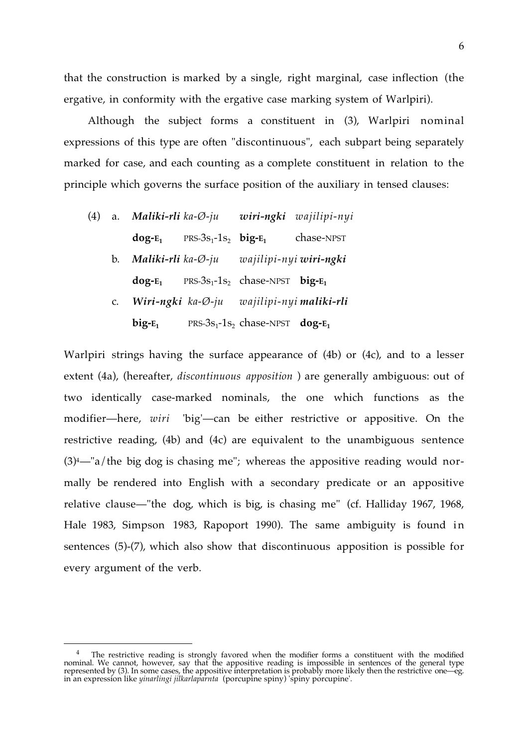that the construction is marked by a single, right marginal, case inflection (the ergative, in conformity with the ergative case marking system of Warlpiri).

Although the subject forms a constituent in (3), Warlpiri nominal expressions of this type are often "discontinuous", each subpart being separately marked for case, and each counting as a complete constituent in relation to the principle which governs the surface position of the auxiliary in tensed clauses:

(4) a. ***Maliki-rli*** *ka-Ø-ju* ***wiri-ngki*** *wajilipi-nyi*
**dog-$\text{E}_1$** PRS-$3s_1$-$1s_2$ **big-$\text{E}_1$** chase-NPST

b. ***Maliki-rli*** *ka-Ø-ju* *wajilipi-nyi* ***wiri-ngki***
**dog-$\text{E}_1$** PRS-$3s_1$-$1s_2$ chase-NPST **big-$\text{E}_1$**

c. ***Wiri-ngki*** *ka-Ø-ju* *wajilipi-nyi* ***maliki-rli***
**big-$\text{E}_1$** PRS-$3s_1$-$1s_2$ chase-NPST **dog-$\text{E}_1$**

Warlpiri strings having the surface appearance of (4b) or (4c), and to a lesser extent (4a), (hereafter, *discontinuous apposition* ) are generally ambiguous: out of two identically case-marked nominals, the one which functions as the modifier—here, *wiri* 'big'—can be either restrictive or appositive. On the restrictive reading, (4b) and (4c) are equivalent to the unambiguous sentence (3)[4]—"a/the big dog is chasing me"; whereas the appositive reading would normally be rendered into English with a secondary predicate or an appositive relative clause—"the dog, which is big, is chasing me" (cf. Halliday 1967, 1968, Hale 1983, Simpson 1983, Rapoport 1990). The same ambiguity is found in sentences (5)-(7), which also show that discontinuous apposition is possible for every argument of the verb.

---

[4] The restrictive reading is strongly favored when the modifier forms a constituent with the modified nominal. We cannot, however, say that the appositive reading is impossible in sentences of the general type represented by (3). In some cases, the appositive interpretation is probably more likely then the restrictive one—eg. in an expression like *yinarlingi jilkarlaparnta* (porcupine spiny) 'spiny porcupine'.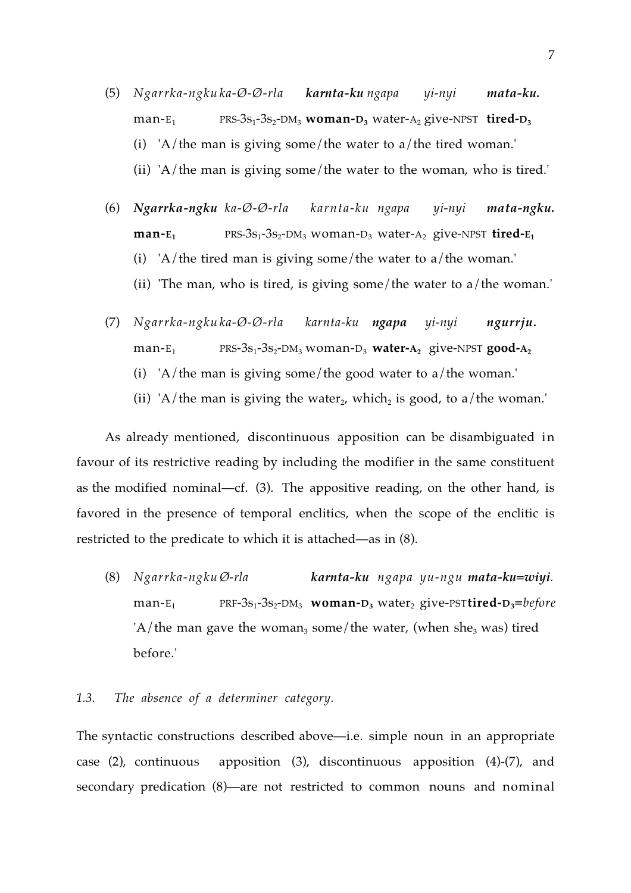(5) *Ngarrka-ngku ka-Ø-Ø-rla* ***karnta-ku*** *ngapa yi-nyi* ***mata-ku.***
man-E$_1$ PRS-3s$_1$-3s$_2$-DM$_3$ **woman-D$_3$** water-A$_2$ give-NPST **tired-D$_3$**
(i) 'A/the man is giving some/the water to a/the tired woman.'
(ii) 'A/the man is giving some/the water to the woman, who is tired.'

(6) ***Ngarrka-ngku*** *ka-Ø-Ø-rla karnta-ku ngapa yi-nyi* ***mata-ngku.***
**man-E$_1$** PRS-3s$_1$-3s$_2$-DM$_3$ woman-D$_3$ water-A$_2$ give-NPST **tired-E$_1$**
(i) 'A/the tired man is giving some/the water to a/the woman.'
(ii) 'The man, who is tired, is giving some/the water to a/the woman.'

(7) *Ngarrka-ngku ka-Ø-Ø-rla karnta-ku* ***ngapa*** *yi-nyi* ***ngurrju.***
man-E$_1$ PRS-3s$_1$-3s$_2$-DM$_3$ woman-D$_3$ **water-A$_2$** give-NPST **good-A$_2$**
(i) 'A/the man is giving some/the good water to a/the woman.'
(ii) 'A/the man is giving the water$_2$, which$_2$ is good, to a/the woman.'

As already mentioned, discontinuous apposition can be disambiguated in favour of its restrictive reading by including the modifier in the same constituent as the modified nominal—cf. (3). The appositive reading, on the other hand, is favored in the presence of temporal enclitics, when the scope of the enclitic is restricted to the predicate to which it is attached—as in (8).

(8) *Ngarrka-ngku Ø-rla* ***karnta-ku*** *ngapa yu-ngu* ***mata-ku=wiyi.***
man-E$_1$ PRF-3s$_1$-3s$_2$-DM$_3$ **woman-D$_3$** water$_2$ give-PST **tired-D$_3$**=*before*
'A/the man gave the woman$_3$ some/the water, (when she$_3$ was) tired before.'

### *1.3. The absence of a determiner category.*

The syntactic constructions described above—i.e. simple noun in an appropriate case (2), continuous apposition (3), discontinuous apposition (4)-(7), and secondary predication (8)—are not restricted to common nouns and nominal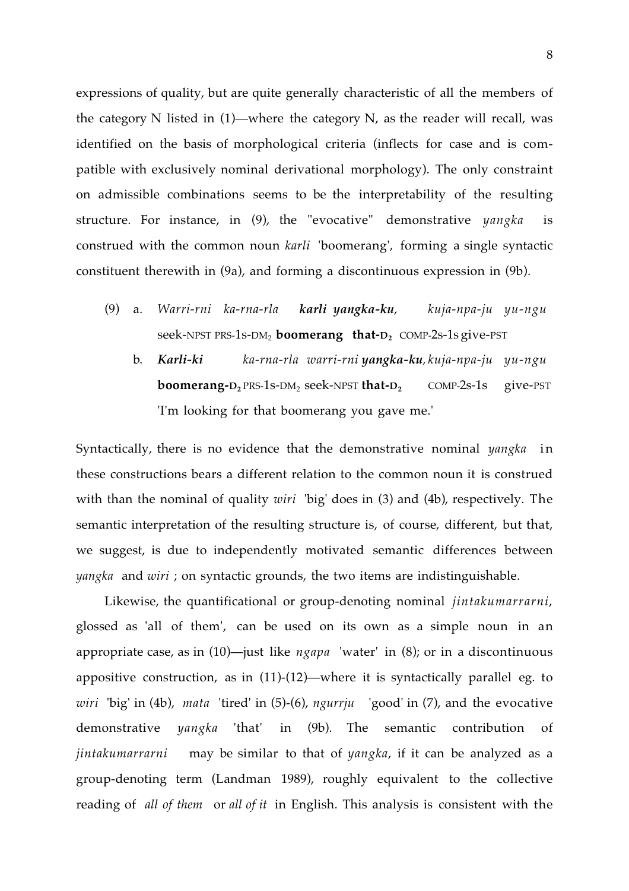expressions of quality, but are quite generally characteristic of all the members of the category N listed in (1)—where the category N, as the reader will recall, was identified on the basis of morphological criteria (inflects for case and is compatible with exclusively nominal derivational morphology). The only constraint on admissible combinations seems to be the interpretability of the resulting structure. For instance, in (9), the "evocative" demonstrative *yangka* is construed with the common noun *karli* 'boomerang', forming a single syntactic constituent therewith in (9a), and forming a discontinuous expression in (9b).

(9) a. *Warri-rni ka-rna-rla* ***karli yangka-ku****,* *kuja-npa-ju yu-ngu*
seek-NPST PRS-1s-DM$_2$ **boomerang that-D$_2$** COMP-2s-1s give-PST

b. ***Karli-ki*** *ka-rna-rla warri-rni* ***yangka-ku****, kuja-npa-ju yu-ngu*
**boomerang-D$_2$** PRS-1s-DM$_2$ seek-NPST **that-D$_2$** COMP-2s-1s give-PST
'I'm looking for that boomerang you gave me.'

Syntactically, there is no evidence that the demonstrative nominal *yangka* in these constructions bears a different relation to the common noun it is construed with than the nominal of quality *wiri* 'big' does in (3) and (4b), respectively. The semantic interpretation of the resulting structure is, of course, different, but that, we suggest, is due to independently motivated semantic differences between *yangka* and *wiri* ; on syntactic grounds, the two items are indistinguishable.

Likewise, the quantificational or group-denoting nominal *jintakumarrarni*, glossed as 'all of them', can be used on its own as a simple noun in an appropriate case, as in (10)—just like *ngapa* 'water' in (8); or in a discontinuous appositive construction, as in (11)-(12)—where it is syntactically parallel eg. to *wiri* 'big' in (4b), *mata* 'tired' in (5)-(6), *ngurrju* 'good' in (7), and the evocative demonstrative *yangka* 'that' in (9b). The semantic contribution of *jintakumarrarni* may be similar to that of *yangka*, if it can be analyzed as a group-denoting term (Landman 1989), roughly equivalent to the collective reading of *all of them* or *all of it* in English. This analysis is consistent with the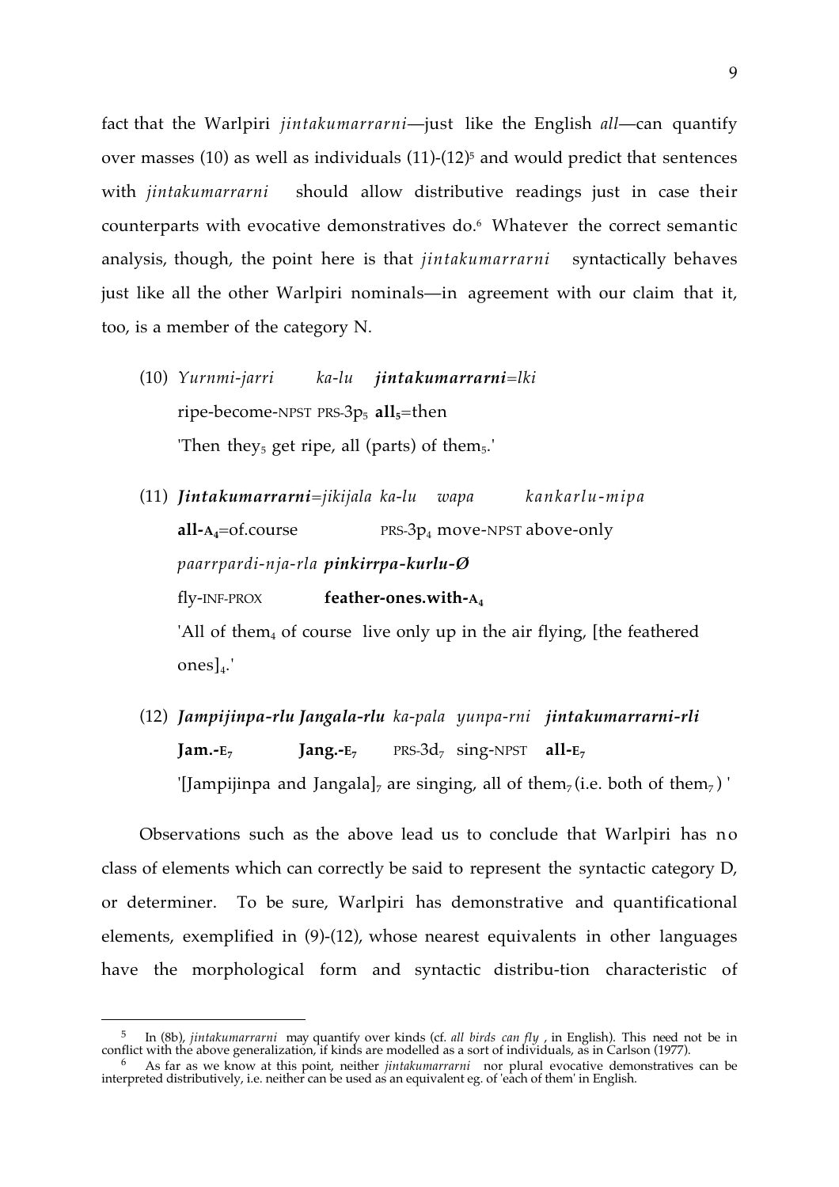fact that the Warlpiri *jintakumarrarni*—just like the English *all*—can quantify over masses (10) as well as individuals (11)-(12)[5] and would predict that sentences with *jintakumarrarni* should allow distributive readings just in case their counterparts with evocative demonstratives do.[6] Whatever the correct semantic analysis, though, the point here is that *jintakumarrarni* syntactically behaves just like all the other Warlpiri nominals—in agreement with our claim that it, too, is a member of the category N.

(10) *Yurnmi-jarri ka-lu* ***jintakumarrarni****=lki*
ripe-become-NPST PRS-$3p_5$ **all$_5$**=then
'Then they$_5$ get ripe, all (parts) of them$_5$.'

(11) ***Jintakumarrarni****=jikijala ka-lu wapa kankarlu-mipa*
**all-A$_4$**=of.course PRS-$3p_4$ move-NPST above-only
*paarrpardi-nja-rla* ***pinkirrpa-kurlu-Ø***
fly-INF-PROX **feather-ones.with-A$_4$**
'All of them$_4$ of course live only up in the air flying, [the feathered ones]$_4$.'

(12) ***Jampijinpa-rlu Jangala-rlu*** *ka-pala yunpa-rni* ***jintakumarrarni-rli***
**Jam.-E$_7$** **Jang.-E$_7$** PRS-$3d_7$ sing-NPST **all-E$_7$**
'[Jampijinpa and Jangala]$_7$ are singing, all of them$_7$ (i.e. both of them$_7$) '

Observations such as the above lead us to conclude that Warlpiri has no class of elements which can correctly be said to represent the syntactic category D, or determiner. To be sure, Warlpiri has demonstrative and quantificational elements, exemplified in (9)-(12), whose nearest equivalents in other languages have the morphological form and syntactic distribu-tion characteristic of

[5] In (8b), *jintakumarrarni* may quantify over kinds (cf. *all birds can fly* , in English). This need not be in conflict with the above generalization, if kinds are modelled as a sort of individuals, as in Carlson (1977).

[6] As far as we know at this point, neither *jintakumarrarni* nor plural evocative demonstratives can be interpreted distributively, i.e. neither can be used as an equivalent eg. of 'each of them' in English.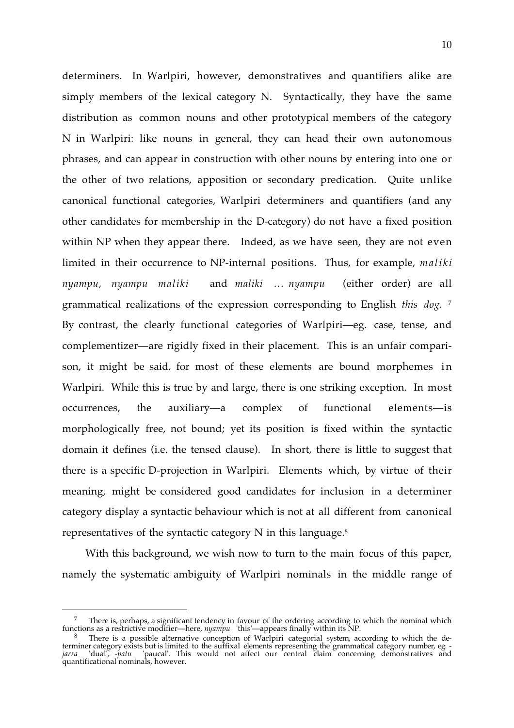determiners. In Warlpiri, however, demonstratives and quantifiers alike are simply members of the lexical category N. Syntactically, they have the same distribution as common nouns and other prototypical members of the category N in Warlpiri: like nouns in general, they can head their own autonomous phrases, and can appear in construction with other nouns by entering into one or the other of two relations, apposition or secondary predication. Quite unlike canonical functional categories, Warlpiri determiners and quantifiers (and any other candidates for membership in the D-category) do not have a fixed position within NP when they appear there. Indeed, as we have seen, they are not even limited in their occurrence to NP-internal positions. Thus, for example, *maliki nyampu, nyampu maliki* and *maliki ... nyampu* (either order) are all grammatical realizations of the expression corresponding to English *this dog.*[7] By contrast, the clearly functional categories of Warlpiri—eg. case, tense, and complementizer—are rigidly fixed in their placement. This is an unfair comparison, it might be said, for most of these elements are bound morphemes in Warlpiri. While this is true by and large, there is one striking exception. In most occurrences, the auxiliary—a complex of functional elements—is morphologically free, not bound; yet its position is fixed within the syntactic domain it defines (i.e. the tensed clause). In short, there is little to suggest that there is a specific D-projection in Warlpiri. Elements which, by virtue of their meaning, might be considered good candidates for inclusion in a determiner category display a syntactic behaviour which is not at all different from canonical representatives of the syntactic category N in this language.[8]

With this background, we wish now to turn to the main focus of this paper, namely the systematic ambiguity of Warlpiri nominals in the middle range of

---

[7] There is, perhaps, a significant tendency in favour of the ordering according to which the nominal which functions as a restrictive modifier—here, *nyampu* 'this'—appears finally within its NP.

[8] There is a possible alternative conception of Warlpiri categorial system, according to which the determiner category exists but is limited to the suffixal elements representing the grammatical category number, eg. -*jarra* 'dual', -*patu* 'paucal'. This would not affect our central claim concerning demonstratives and quantificational nominals, however.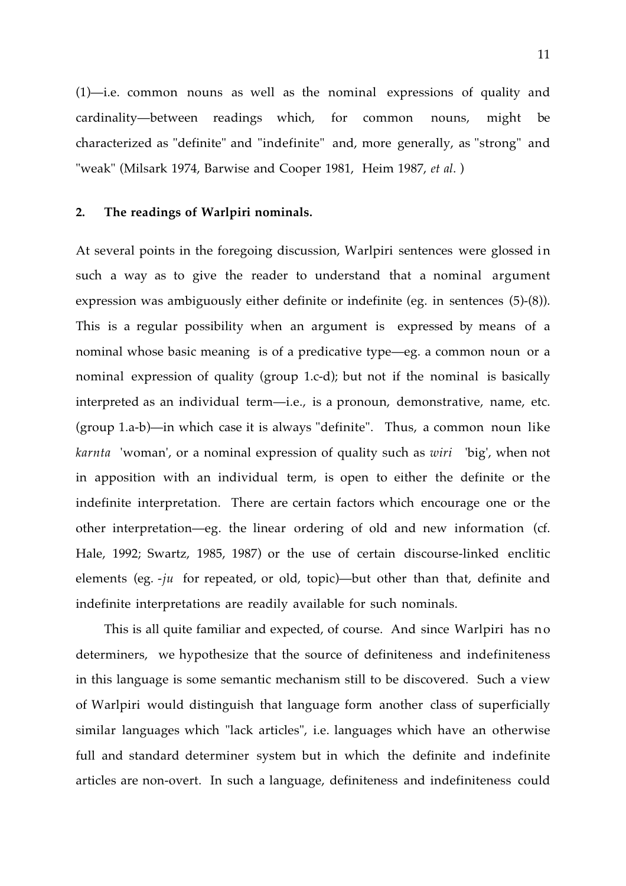(1)—i.e. common nouns as well as the nominal expressions of quality and cardinality—between readings which, for common nouns, might be characterized as "definite" and "indefinite" and, more generally, as "strong" and "weak" (Milsark 1974, Barwise and Cooper 1981, Heim 1987, *et al.* )

## 2. The readings of Warlpiri nominals.

At several points in the foregoing discussion, Warlpiri sentences were glossed in such a way as to give the reader to understand that a nominal argument expression was ambiguously either definite or indefinite (eg. in sentences (5)-(8)). This is a regular possibility when an argument is expressed by means of a nominal whose basic meaning is of a predicative type—eg. a common noun or a nominal expression of quality (group 1.c-d); but not if the nominal is basically interpreted as an individual term—i.e., is a pronoun, demonstrative, name, etc. (group 1.a-b)—in which case it is always "definite". Thus, a common noun like *karnta* 'woman', or a nominal expression of quality such as *wiri* 'big', when not in apposition with an individual term, is open to either the definite or the indefinite interpretation. There are certain factors which encourage one or the other interpretation—eg. the linear ordering of old and new information (cf. Hale, 1992; Swartz, 1985, 1987) or the use of certain discourse-linked enclitic elements (eg. *-ju* for repeated, or old, topic)—but other than that, definite and indefinite interpretations are readily available for such nominals.

This is all quite familiar and expected, of course. And since Warlpiri has no determiners, we hypothesize that the source of definiteness and indefiniteness in this language is some semantic mechanism still to be discovered. Such a view of Warlpiri would distinguish that language form another class of superficially similar languages which "lack articles", i.e. languages which have an otherwise full and standard determiner system but in which the definite and indefinite articles are non-overt. In such a language, definiteness and indefiniteness could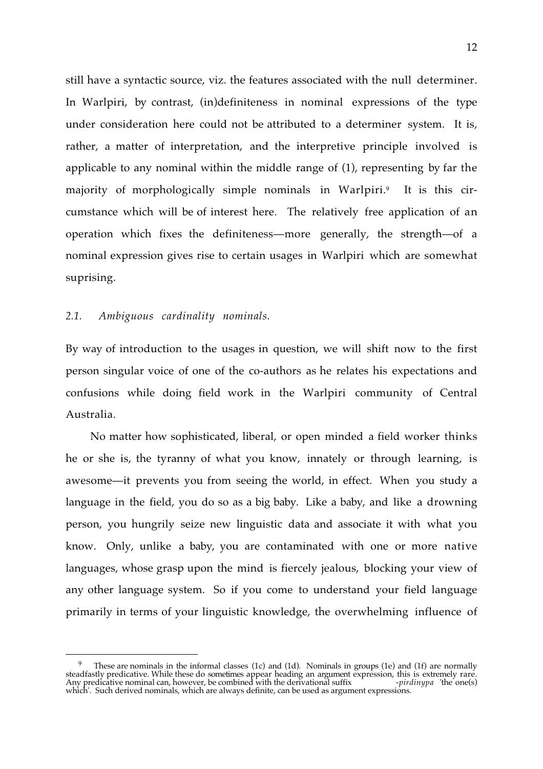still have a syntactic source, viz. the features associated with the null determiner. In Warlpiri, by contrast, (in)definiteness in nominal expressions of the type under consideration here could not be attributed to a determiner system. It is, rather, a matter of interpretation, and the interpretive principle involved is applicable to any nominal within the middle range of (1), representing by far the majority of morphologically simple nominals in Warlpiri.[9] It is this circumstance which will be of interest here. The relatively free application of an operation which fixes the definiteness—more generally, the strength—of a nominal expression gives rise to certain usages in Warlpiri which are somewhat suprising.

### *2.1. Ambiguous cardinality nominals.*

By way of introduction to the usages in question, we will shift now to the first person singular voice of one of the co-authors as he relates his expectations and confusions while doing field work in the Warlpiri community of Central Australia.

No matter how sophisticated, liberal, or open minded a field worker thinks he or she is, the tyranny of what you know, innately or through learning, is awesome—it prevents you from seeing the world, in effect. When you study a language in the field, you do so as a big baby. Like a baby, and like a drowning person, you hungrily seize new linguistic data and associate it with what you know. Only, unlike a baby, you are contaminated with one or more native languages, whose grasp upon the mind is fiercely jealous, blocking your view of any other language system. So if you come to understand your field language primarily in terms of your linguistic knowledge, the overwhelming influence of

---

[9] These are nominals in the informal classes (1c) and (1d). Nominals in groups (1e) and (1f) are normally steadfastly predicative. While these do sometimes appear heading an argument expression, this is extremely rare. Any predicative nominal can, however, be combined with the derivational suffix *-pirdinypa* 'the one(s) which'. Such derived nominals, which are always definite, can be used as argument expressions.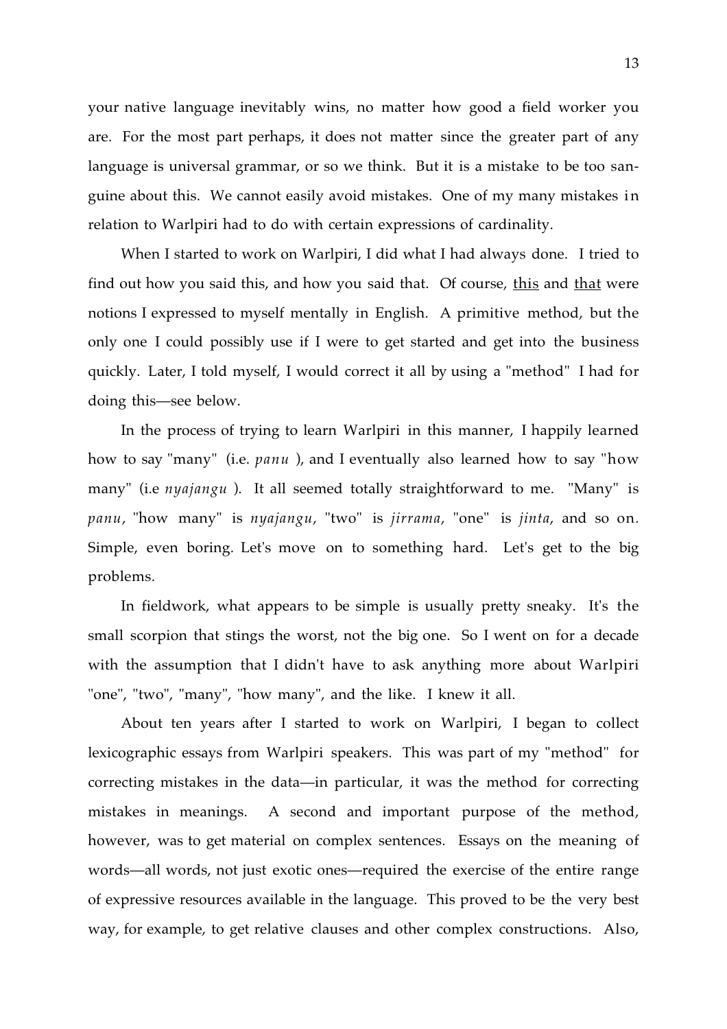your native language inevitably wins, no matter how good a field worker you are. For the most part perhaps, it does not matter since the greater part of any language is universal grammar, or so we think. But it is a mistake to be too sanguine about this. We cannot easily avoid mistakes. One of my many mistakes in relation to Warlpiri had to do with certain expressions of cardinality.

When I started to work on Warlpiri, I did what I had always done. I tried to find out how you said this, and how you said that. Of course, <u>this</u> and <u>that</u> were notions I expressed to myself mentally in English. A primitive method, but the only one I could possibly use if I were to get started and get into the business quickly. Later, I told myself, I would correct it all by using a "method" I had for doing this—see below.

In the process of trying to learn Warlpiri in this manner, I happily learned how to say "many" (i.e. *panu* ), and I eventually also learned how to say "how many" (i.e *nyajangu* ). It all seemed totally straightforward to me. "Many" is *panu*, "how many" is *nyajangu*, "two" is *jirrama*, "one" is *jinta*, and so on. Simple, even boring. Let's move on to something hard. Let's get to the big problems.

In fieldwork, what appears to be simple is usually pretty sneaky. It's the small scorpion that stings the worst, not the big one. So I went on for a decade with the assumption that I didn't have to ask anything more about Warlpiri "one", "two", "many", "how many", and the like. I knew it all.

About ten years after I started to work on Warlpiri, I began to collect lexicographic essays from Warlpiri speakers. This was part of my "method" for correcting mistakes in the data—in particular, it was the method for correcting mistakes in meanings. A second and important purpose of the method, however, was to get material on complex sentences. Essays on the meaning of words—all words, not just exotic ones—required the exercise of the entire range of expressive resources available in the language. This proved to be the very best way, for example, to get relative clauses and other complex constructions. Also,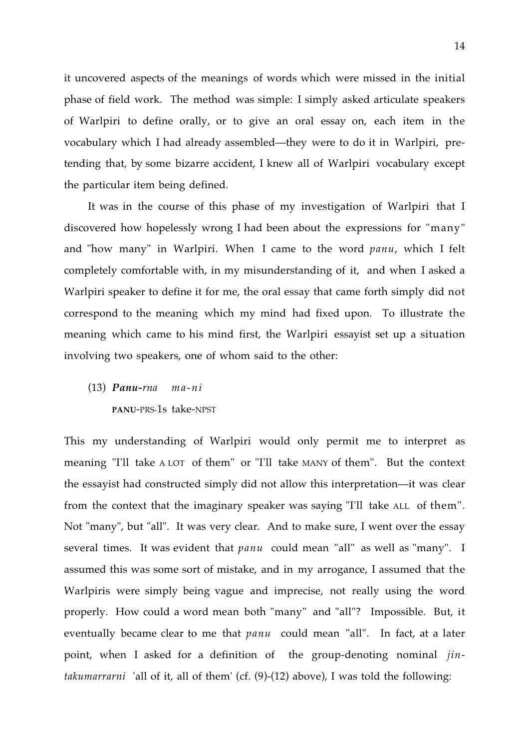it uncovered aspects of the meanings of words which were missed in the initial phase of field work. The method was simple: I simply asked articulate speakers of Warlpiri to define orally, or to give an oral essay on, each item in the vocabulary which I had already assembled—they were to do it in Warlpiri, pretending that, by some bizarre accident, I knew all of Warlpiri vocabulary except the particular item being defined.

It was in the course of this phase of my investigation of Warlpiri that I discovered how hopelessly wrong I had been about the expressions for "many" and "how many" in Warlpiri. When I came to the word *panu*, which I felt completely comfortable with, in my misunderstanding of it, and when I asked a Warlpiri speaker to define it for me, the oral essay that came forth simply did not correspond to the meaning which my mind had fixed upon. To illustrate the meaning which came to his mind first, the Warlpiri essayist set up a situation involving two speakers, one of whom said to the other:

(13) ***Panu**-rna ma-ni*
**PANU**-PRS-1s take-NPST

This my understanding of Warlpiri would only permit me to interpret as meaning "I'll take A LOT of them" or "I'll take MANY of them". But the context the essayist had constructed simply did not allow this interpretation—it was clear from the context that the imaginary speaker was saying "I'll take ALL of them". Not "many", but "all". It was very clear. And to make sure, I went over the essay several times. It was evident that *panu* could mean "all" as well as "many". I assumed this was some sort of mistake, and in my arrogance, I assumed that the Warlpiris were simply being vague and imprecise, not really using the word properly. How could a word mean both "many" and "all"? Impossible. But, it eventually became clear to me that *panu* could mean "all". In fact, at a later point, when I asked for a definition of the group-denoting nominal *jintakumarrarni* 'all of it, all of them' (cf. (9)-(12) above), I was told the following: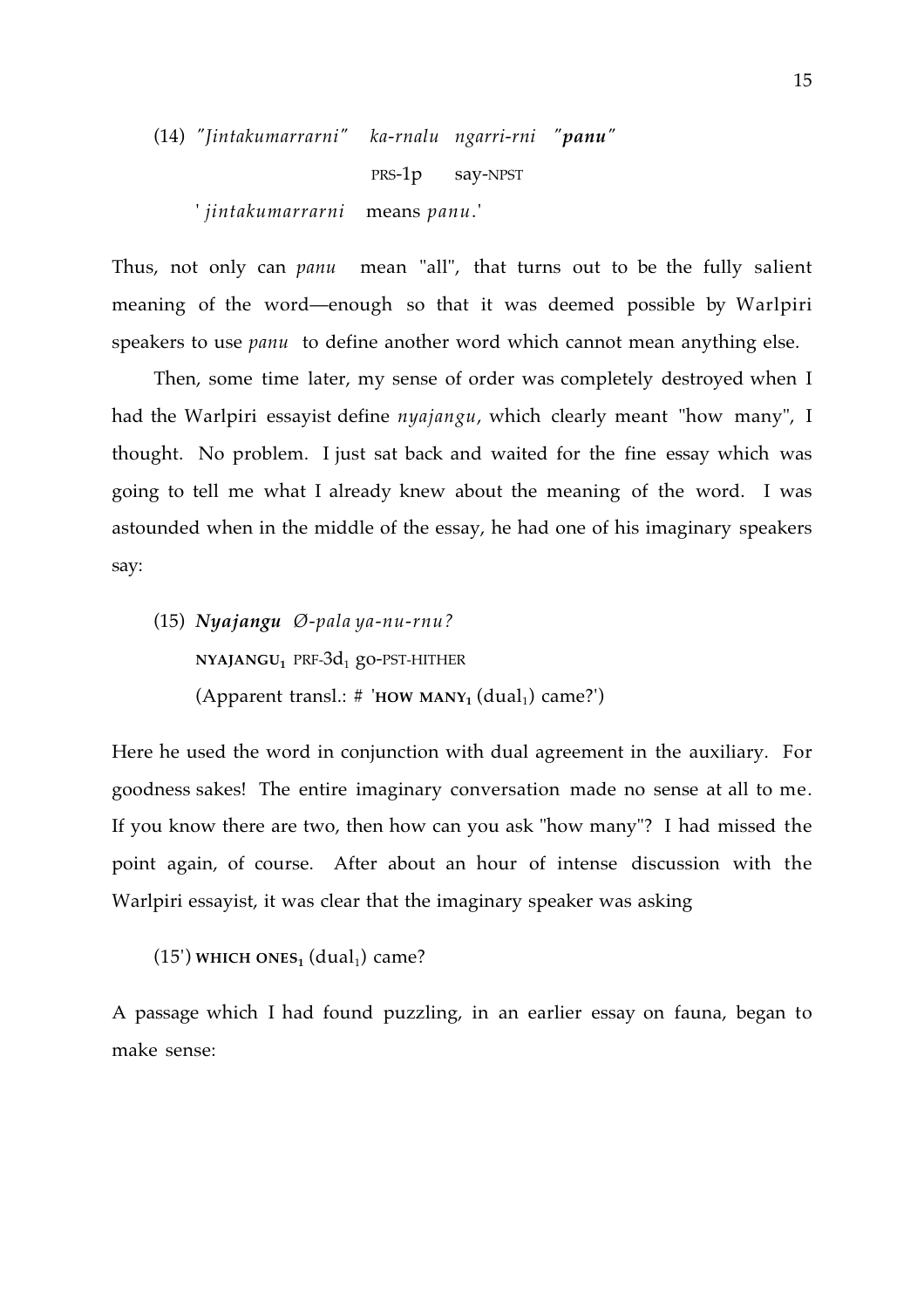(14) *"Jintakumarrarni"* *ka-rnalu* *ngarri-rni* *"**panu**"*

PRS-1p say-NPST

'*jintakumarrarni* means *panu*.'

Thus, not only can *panu* mean "all", that turns out to be the fully salient meaning of the word—enough so that it was deemed possible by Warlpiri speakers to use *panu* to define another word which cannot mean anything else.

Then, some time later, my sense of order was completely destroyed when I had the Warlpiri essayist define *nyajangu*, which clearly meant "how many", I thought. No problem. I just sat back and waited for the fine essay which was going to tell me what I already knew about the meaning of the word. I was astounded when in the middle of the essay, he had one of his imaginary speakers say:

(15) ***Nyajangu*** *Ø-pala ya-nu-rnu?*

NYAJANGU$_1$ PRF-3d$_1$ go-PST-HITHER

(Apparent transl.: # '**HOW MANY$_1$** (dual$_1$) came?')

Here he used the word in conjunction with dual agreement in the auxiliary. For goodness sakes! The entire imaginary conversation made no sense at all to me. If you know there are two, then how can you ask "how many"? I had missed the point again, of course. After about an hour of intense discussion with the Warlpiri essayist, it was clear that the imaginary speaker was asking

(15') **WHICH ONES$_1$** (dual$_1$) came?

A passage which I had found puzzling, in an earlier essay on fauna, began to make sense: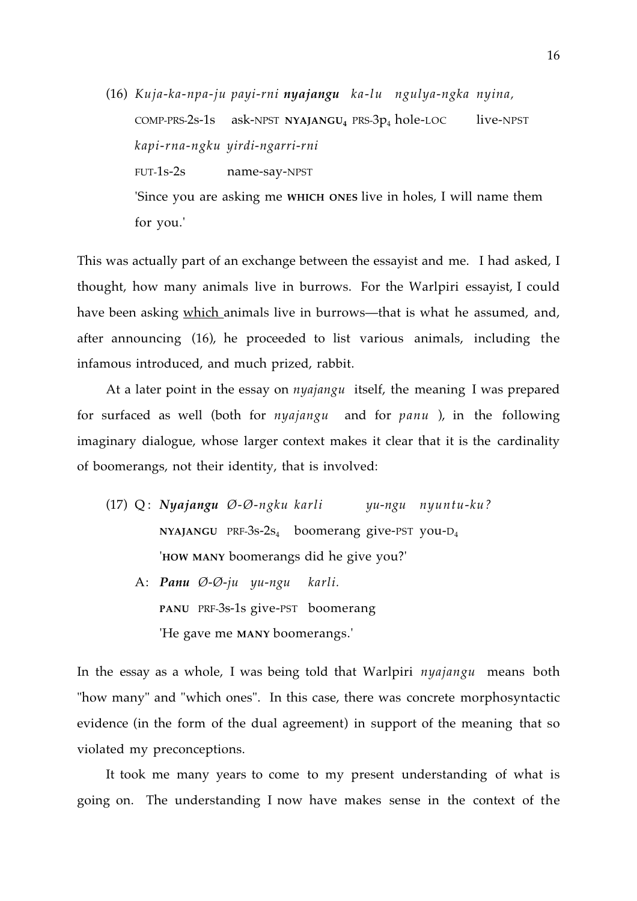(16) *Kuja-ka-npa-ju payi-rni* ***nyajangu*** *ka-lu ngulya-ngka nyina,*
COMP-PRS-2s-1s ask-NPST **NYAJANGU**$_4$ PRS-3p$_4$ hole-LOC live-NPST
*kapi-rna-ngku yirdi-ngarri-rni*
FUT-1s-2s name-say-NPST
'Since you are asking me **WHICH ONES** live in holes, I will name them for you.'

This was actually part of an exchange between the essayist and me. I had asked, I thought, how many animals live in burrows. For the Warlpiri essayist, I could have been asking which animals live in burrows—that is what he assumed, and, after announcing (16), he proceeded to list various animals, including the infamous introduced, and much prized, rabbit.

At a later point in the essay on *nyajangu* itself, the meaning I was prepared for surfaced as well (both for *nyajangu* and for *panu* ), in the following imaginary dialogue, whose larger context makes it clear that it is the cardinality of boomerangs, not their identity, that is involved:

(17) Q: ***Nyajangu*** *Ø-Ø-ngku karli yu-ngu nyuntu-ku?*
**NYAJANGU** PRF-3s-2s$_4$ boomerang give-PST you-D$_4$
'**HOW MANY** boomerangs did he give you?'

A: ***Panu*** *Ø-Ø-ju yu-ngu karli.*
**PANU** PRF-3s-1s give-PST boomerang
'He gave me **MANY** boomerangs.'

In the essay as a whole, I was being told that Warlpiri *nyajangu* means both "how many" and "which ones". In this case, there was concrete morphosyntactic evidence (in the form of the dual agreement) in support of the meaning that so violated my preconceptions.

It took me many years to come to my present understanding of what is going on. The understanding I now have makes sense in the context of the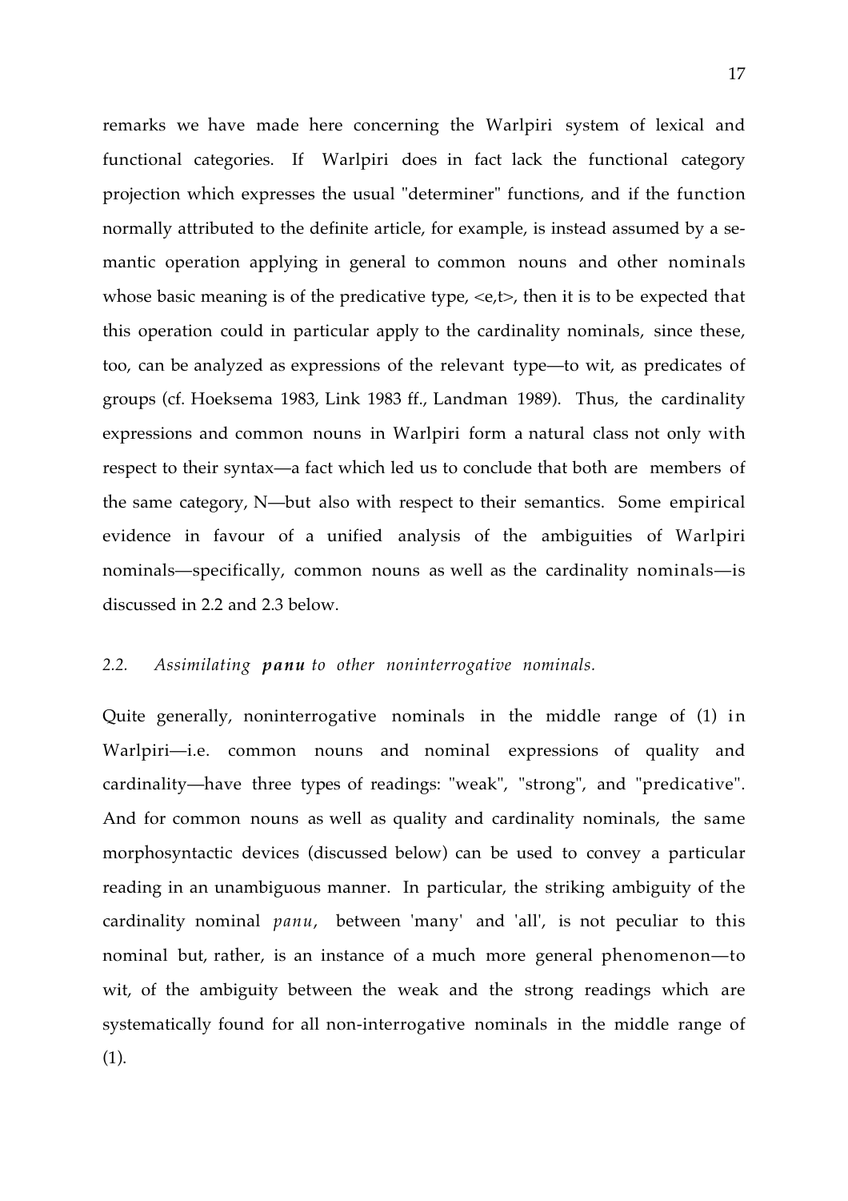remarks we have made here concerning the Warlpiri system of lexical and functional categories. If Warlpiri does in fact lack the functional category projection which expresses the usual "determiner" functions, and if the function normally attributed to the definite article, for example, is instead assumed by a semantic operation applying in general to common nouns and other nominals whose basic meaning is of the predicative type, <e,t>, then it is to be expected that this operation could in particular apply to the cardinality nominals, since these, too, can be analyzed as expressions of the relevant type—to wit, as predicates of groups (cf. Hoeksema 1983, Link 1983 ff., Landman 1989). Thus, the cardinality expressions and common nouns in Warlpiri form a natural class not only with respect to their syntax—a fact which led us to conclude that both are members of the same category, N—but also with respect to their semantics. Some empirical evidence in favour of a unified analysis of the ambiguities of Warlpiri nominals—specifically, common nouns as well as the cardinality nominals—is discussed in 2.2 and 2.3 below.

### *2.2. Assimilating **panu** to other noninterrogative nominals.*

Quite generally, noninterrogative nominals in the middle range of (1) in Warlpiri—i.e. common nouns and nominal expressions of quality and cardinality—have three types of readings: "weak", "strong", and "predicative". And for common nouns as well as quality and cardinality nominals, the same morphosyntactic devices (discussed below) can be used to convey a particular reading in an unambiguous manner. In particular, the striking ambiguity of the cardinality nominal *panu*, between 'many' and 'all', is not peculiar to this nominal but, rather, is an instance of a much more general phenomenon—to wit, of the ambiguity between the weak and the strong readings which are systematically found for all non-interrogative nominals in the middle range of (1).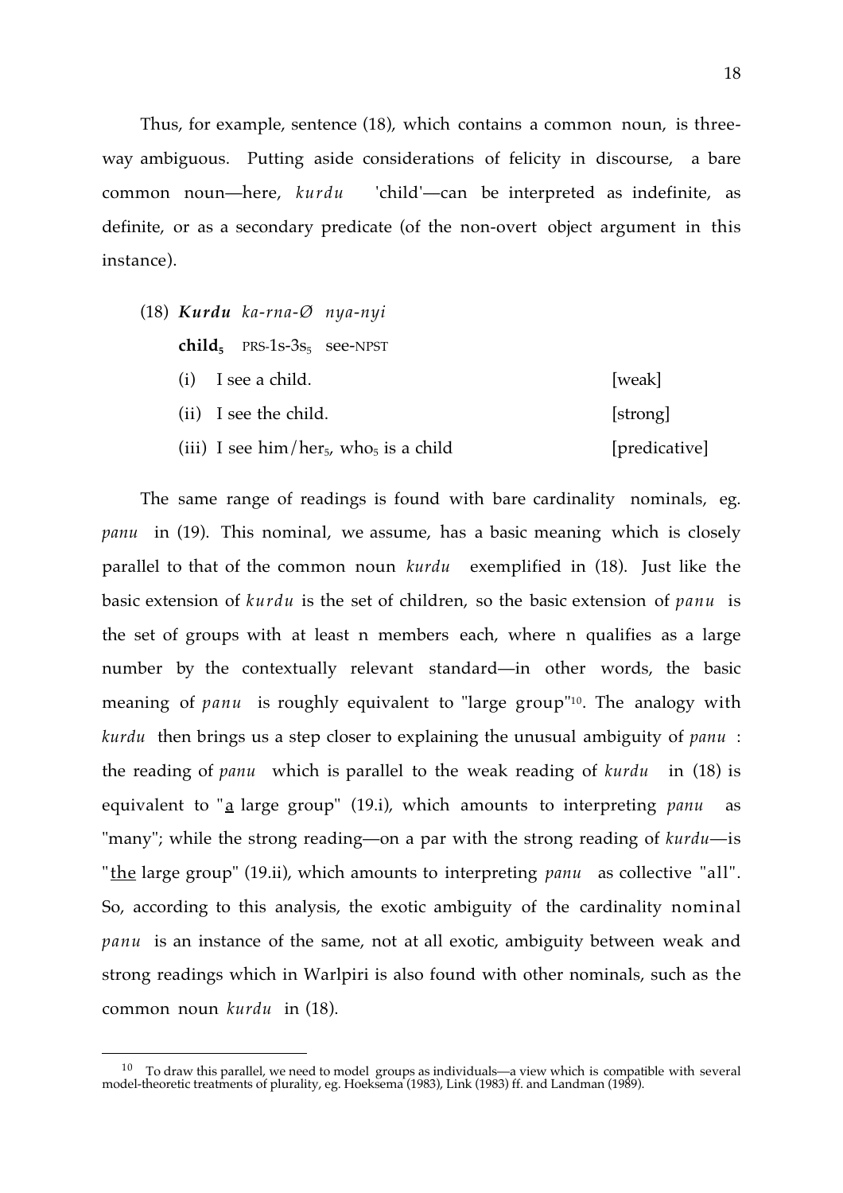Thus, for example, sentence (18), which contains a common noun, is three-way ambiguous. Putting aside considerations of felicity in discourse, a bare common noun—here, *kurdu* 'child'—can be interpreted as indefinite, as definite, or as a secondary predicate (of the non-overt object argument in this instance).

(18) ***Kurdu*** *ka-rna-Ø nya-nyi*

**child$_5$** PRS-1s-3s$_5$ see-NPST

(i) I see a child. [weak]

(ii) I see the child. [strong]

(iii) I see him/her$_5$, who$_5$ is a child [predicative]

The same range of readings is found with bare cardinality nominals, eg. *panu* in (19). This nominal, we assume, has a basic meaning which is closely parallel to that of the common noun *kurdu* exemplified in (18). Just like the basic extension of *kurdu* is the set of children, so the basic extension of *panu* is the set of groups with at least n members each, where n qualifies as a large number by the contextually relevant standard—in other words, the basic meaning of *panu* is roughly equivalent to "large group"[10]. The analogy with *kurdu* then brings us a step closer to explaining the unusual ambiguity of *panu* : the reading of *panu* which is parallel to the weak reading of *kurdu* in (18) is equivalent to "<u>a</u> large group" (19.i), which amounts to interpreting *panu* as "many"; while the strong reading—on a par with the strong reading of *kurdu*—is "<u>the</u> large group" (19.ii), which amounts to interpreting *panu* as collective "all". So, according to this analysis, the exotic ambiguity of the cardinality nominal *panu* is an instance of the same, not at all exotic, ambiguity between weak and strong readings which in Warlpiri is also found with other nominals, such as the common noun *kurdu* in (18).

[10] To draw this parallel, we need to model groups as individuals—a view which is compatible with several model-theoretic treatments of plurality, eg. Hoeksema (1983), Link (1983) ff. and Landman (1989).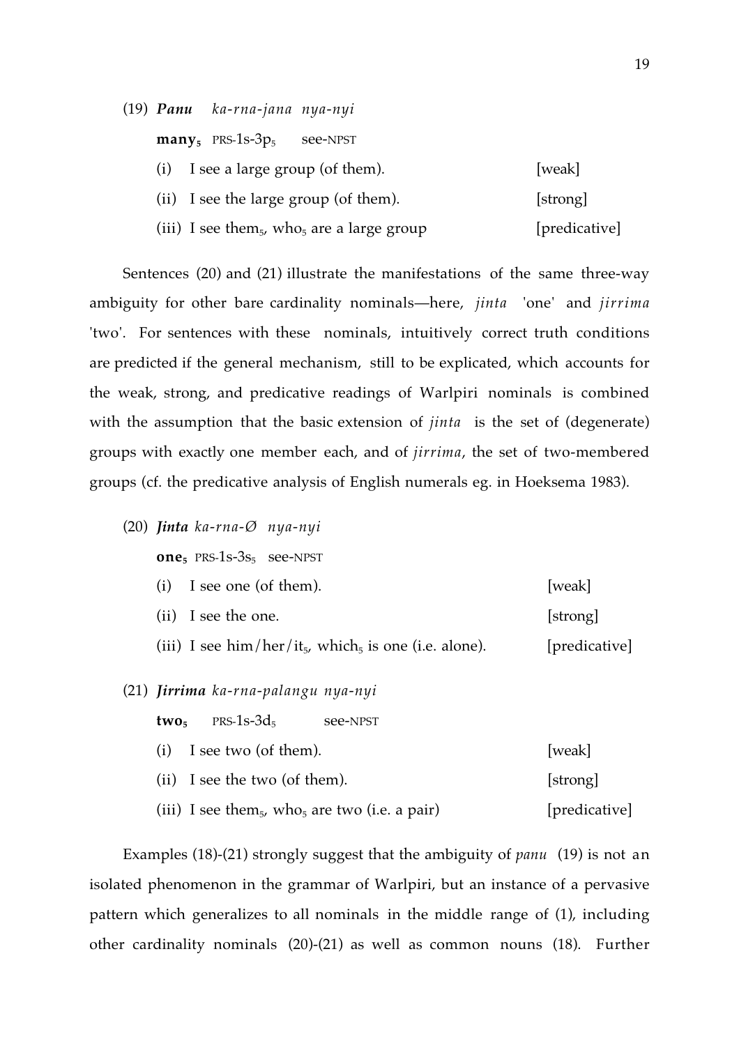(19) ***Panu*** *ka-rna-jana nya-nyi*

**many**$_5$ PRS-1s-3p$_5$ see-NPST

(i) I see a large group (of them). [weak]

(ii) I see the large group (of them). [strong]

(iii) I see them$_5$, who$_5$ are a large group [predicative]

Sentences (20) and (21) illustrate the manifestations of the same three-way ambiguity for other bare cardinality nominals—here, *jinta* 'one' and *jirrima* 'two'. For sentences with these nominals, intuitively correct truth conditions are predicted if the general mechanism, still to be explicated, which accounts for the weak, strong, and predicative readings of Warlpiri nominals is combined with the assumption that the basic extension of *jinta* is the set of (degenerate) groups with exactly one member each, and of *jirrima*, the set of two-membered groups (cf. the predicative analysis of English numerals eg. in Hoeksema 1983).

(20) ***Jinta*** *ka-rna-Ø nya-nyi*

**one**$_5$ PRS-1s-3s$_5$ see-NPST

(i) I see one (of them). [weak]

(ii) I see the one. [strong]

(iii) I see him/her/it$_5$, which$_5$ is one (i.e. alone). [predicative]

(21) ***Jirrima*** *ka-rna-palangu nya-nyi*

**two**$_5$ PRS-1s-3d$_5$ see-NPST

(i) I see two (of them). [weak]

(ii) I see the two (of them). [strong]

(iii) I see them$_5$, who$_5$ are two (i.e. a pair) [predicative]

Examples (18)-(21) strongly suggest that the ambiguity of *panu* (19) is not an isolated phenomenon in the grammar of Warlpiri, but an instance of a pervasive pattern which generalizes to all nominals in the middle range of (1), including other cardinality nominals (20)-(21) as well as common nouns (18). Further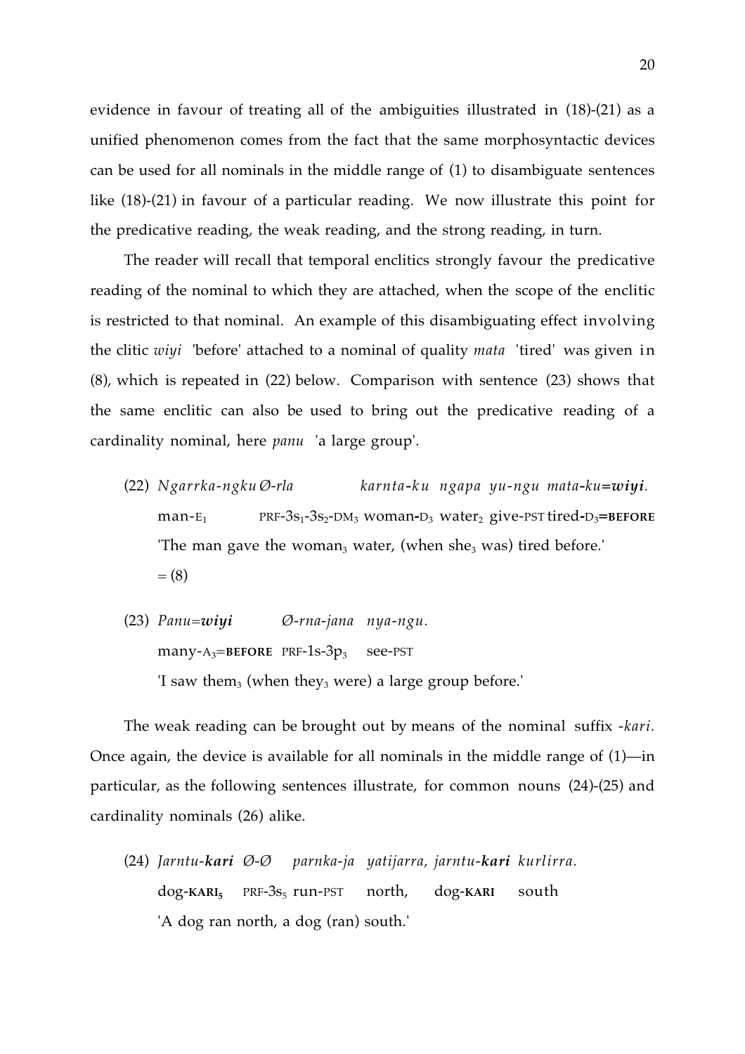evidence in favour of treating all of the ambiguities illustrated in (18)-(21) as a unified phenomenon comes from the fact that the same morphosyntactic devices can be used for all nominals in the middle range of (1) to disambiguate sentences like (18)-(21) in favour of a particular reading. We now illustrate this point for the predicative reading, the weak reading, and the strong reading, in turn.

The reader will recall that temporal enclitics strongly favour the predicative reading of the nominal to which they are attached, when the scope of the enclitic is restricted to that nominal. An example of this disambiguating effect involving the clitic *wiyi* 'before' attached to a nominal of quality *mata* 'tired' was given in (8), which is repeated in (22) below. Comparison with sentence (23) shows that the same enclitic can also be used to bring out the predicative reading of a cardinality nominal, here *panu* 'a large group'.

(22) *Ngarrka-ngku Ø-rla karnta-ku ngapa yu-ngu mata-ku=**wiyi**.*
man-$_{E_1}$ PRF-$3s_1$-$3s_2$-$DM_3$ woman-$D_3$ water$_2$ give-PST tired-$D_3$=**BEFORE**
'The man gave the woman$_3$ water, (when she$_3$ was) tired before.'
= (8)

(23) *Panu=**wiyi** Ø-rna-jana nya-ngu.*
many-$A_3$=**BEFORE** PRF-1s-$3p_3$ see-PST
'I saw them$_3$ (when they$_3$ were) a large group before.'

The weak reading can be brought out by means of the nominal suffix *-kari*. Once again, the device is available for all nominals in the middle range of (1)—in particular, as the following sentences illustrate, for common nouns (24)-(25) and cardinality nominals (26) alike.

(24) *Jarntu-**kari** Ø-Ø parnka-ja yatijarra, jarntu-**kari** kurlirra.*
dog-**KARI**$_5$ PRF-$3s_5$ run-PST north, dog-**KARI** south
'A dog ran north, a dog (ran) south.'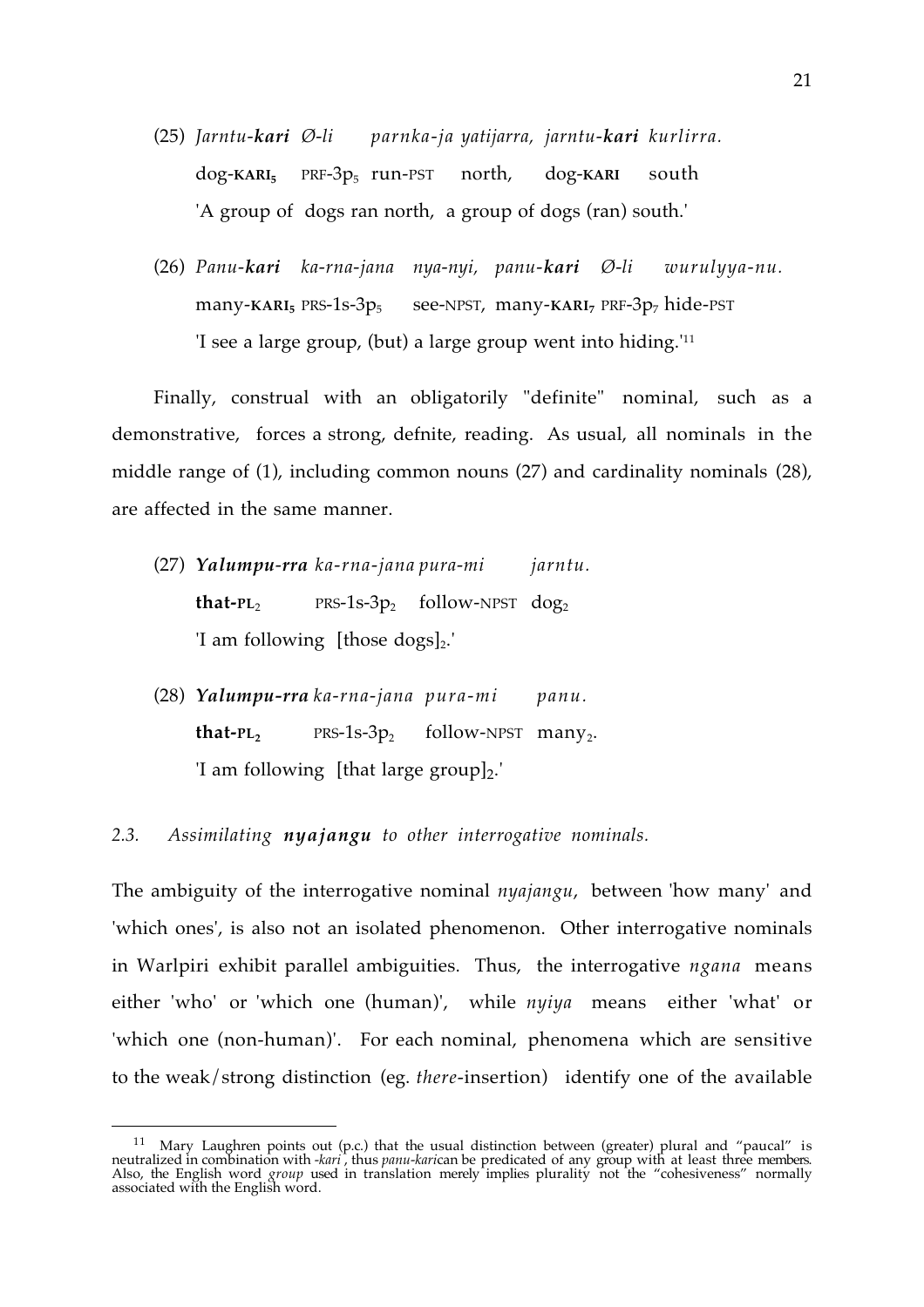(25) *Jarntu-**kari** Ø-li parnka-ja yatijarra, jarntu-**kari** kurlirra.*
dog-**KARI**$_5$ PRF-3p$_5$ run-PST north, dog-**KARI** south
'A group of dogs ran north, a group of dogs (ran) south.'

(26) *Panu-**kari** ka-rna-jana nya-nyi, panu-**kari** Ø-li wurulyya-nu.*
many-**KARI**$_5$ PRS-1s-3p$_5$ see-NPST, many-**KARI**$_7$ PRF-3p$_7$ hide-PST
'I see a large group, (but) a large group went into hiding.'[11]

Finally, construal with an obligatorily "definite" nominal, such as a demonstrative, forces a strong, defnite, reading. As usual, all nominals in the middle range of (1), including common nouns (27) and cardinality nominals (28), are affected in the same manner.

(27) ***Yalumpu-rra** ka-rna-jana pura-mi jarntu.*
**that-PL**$_2$ PRS-1s-3p$_2$ follow-NPST dog$_2$
'I am following [those dogs]$_2$.'

(28) ***Yalumpu-rra** ka-rna-jana pura-mi panu.*
**that-PL**$_2$ PRS-1s-3p$_2$ follow-NPST many$_2$.
'I am following [that large group]$_2$.'

### *2.3. Assimilating **nyajangu** to other interrogative nominals.*

The ambiguity of the interrogative nominal *nyajangu*, between 'how many' and 'which ones', is also not an isolated phenomenon. Other interrogative nominals in Warlpiri exhibit parallel ambiguities. Thus, the interrogative *ngana* means either 'who' or 'which one (human)', while *nyiya* means either 'what' or 'which one (non-human)'. For each nominal, phenomena which are sensitive to the weak/strong distinction (eg. *there*-insertion) identify one of the available

---

[11] Mary Laughren points out (p.c.) that the usual distinction between (greater) plural and "paucal" is neutralized in combination with *-kari*, thus *panu-kari*can be predicated of any group with at least three members. Also, the English word *group* used in translation merely implies plurality not the "cohesiveness" normally associated with the English word.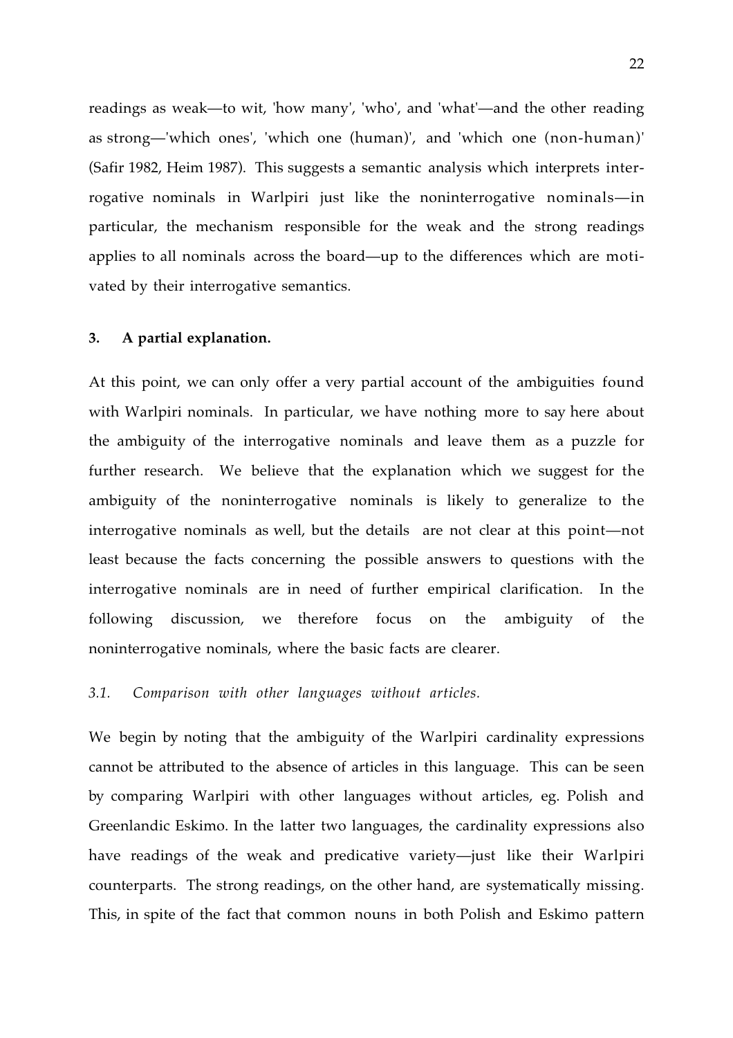readings as weak—to wit, 'how many', 'who', and 'what'—and the other reading as strong—'which ones', 'which one (human)', and 'which one (non-human)' (Safir 1982, Heim 1987). This suggests a semantic analysis which interprets interrogative nominals in Warlpiri just like the noninterrogative nominals—in particular, the mechanism responsible for the weak and the strong readings applies to all nominals across the board—up to the differences which are motivated by their interrogative semantics.

## 3. A partial explanation.

At this point, we can only offer a very partial account of the ambiguities found with Warlpiri nominals. In particular, we have nothing more to say here about the ambiguity of the interrogative nominals and leave them as a puzzle for further research. We believe that the explanation which we suggest for the ambiguity of the noninterrogative nominals is likely to generalize to the interrogative nominals as well, but the details are not clear at this point—not least because the facts concerning the possible answers to questions with the interrogative nominals are in need of further empirical clarification. In the following discussion, we therefore focus on the ambiguity of the noninterrogative nominals, where the basic facts are clearer.

### *3.1. Comparison with other languages without articles.*

We begin by noting that the ambiguity of the Warlpiri cardinality expressions cannot be attributed to the absence of articles in this language. This can be seen by comparing Warlpiri with other languages without articles, eg. Polish and Greenlandic Eskimo. In the latter two languages, the cardinality expressions also have readings of the weak and predicative variety—just like their Warlpiri counterparts. The strong readings, on the other hand, are systematically missing. This, in spite of the fact that common nouns in both Polish and Eskimo pattern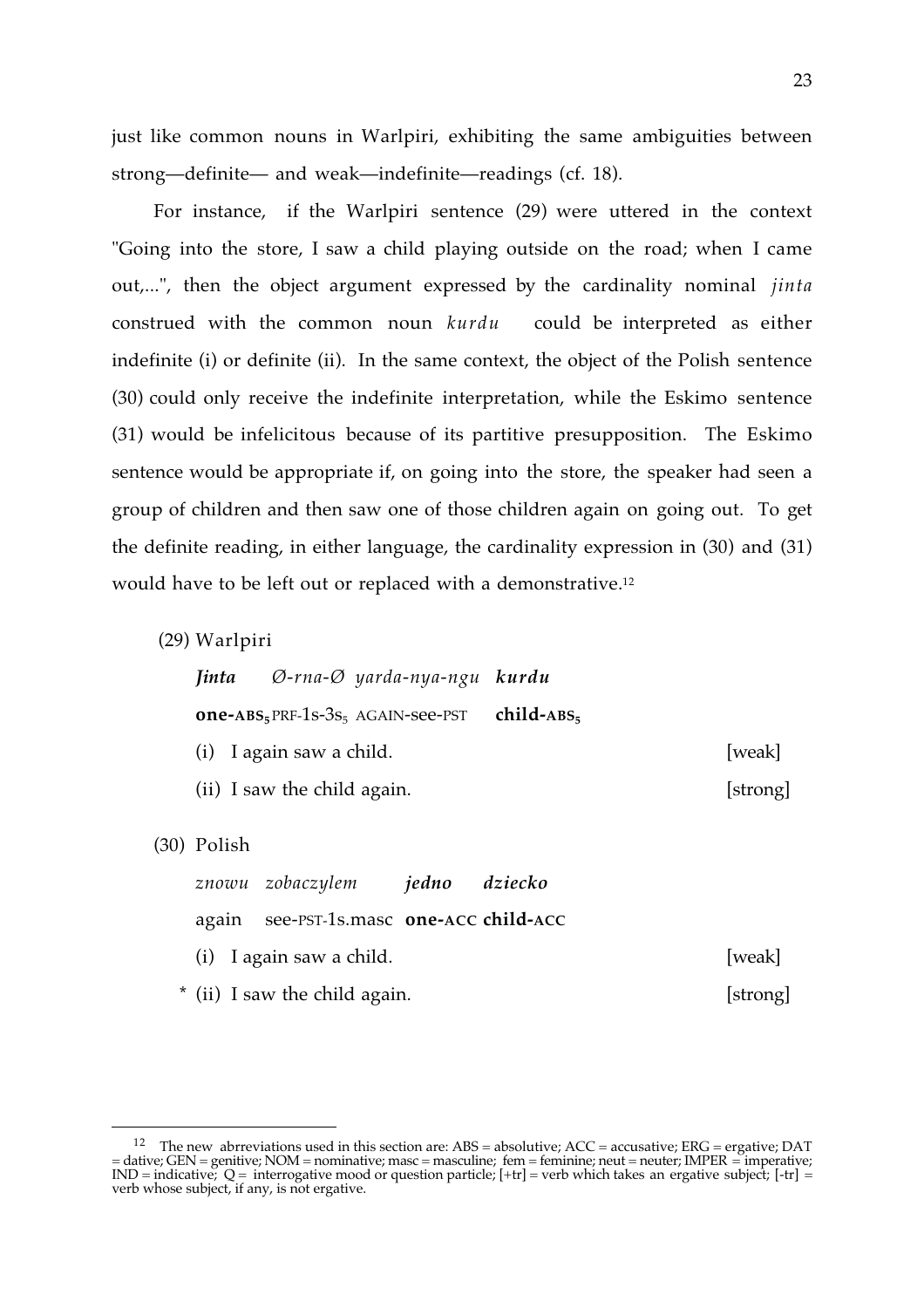just like common nouns in Warlpiri, exhibiting the same ambiguities between strong—definite— and weak—indefinite—readings (cf. 18).

For instance, if the Warlpiri sentence (29) were uttered in the context "Going into the store, I saw a child playing outside on the road; when I came out,...", then the object argument expressed by the cardinality nominal *jinta* construed with the common noun *kurdu* could be interpreted as either indefinite (i) or definite (ii). In the same context, the object of the Polish sentence (30) could only receive the indefinite interpretation, while the Eskimo sentence (31) would be infelicitous because of its partitive presupposition. The Eskimo sentence would be appropriate if, on going into the store, the speaker had seen a group of children and then saw one of those children again on going out. To get the definite reading, in either language, the cardinality expression in (30) and (31) would have to be left out or replaced with a demonstrative.[12]

(29) Warlpiri

***Jinta*** *Ø-rna-Ø yarda-nya-ngu* ***kurdu***

**one-ABS$_5$** PRF-1s-3s$_5$ AGAIN-see-PST **child-ABS$_5$**

(i) I again saw a child. [weak]

(ii) I saw the child again. [strong]

(30) Polish

*znowu zobaczylem* ***jedno dziecko***

again see-PST-1s.masc **one-ACC child-ACC**

(i) I again saw a child. [weak]

* (ii) I saw the child again. [strong]

---

[12] The new abrreviations used in this section are: ABS = absolutive; ACC = accusative; ERG = ergative; DAT = dative; GEN = genitive; NOM = nominative; masc = masculine; fem = feminine; neut = neuter; IMPER = imperative; IND = indicative; Q = interrogative mood or question particle; [+tr] = verb which takes an ergative subject; [-tr] = verb whose subject, if any, is not ergative.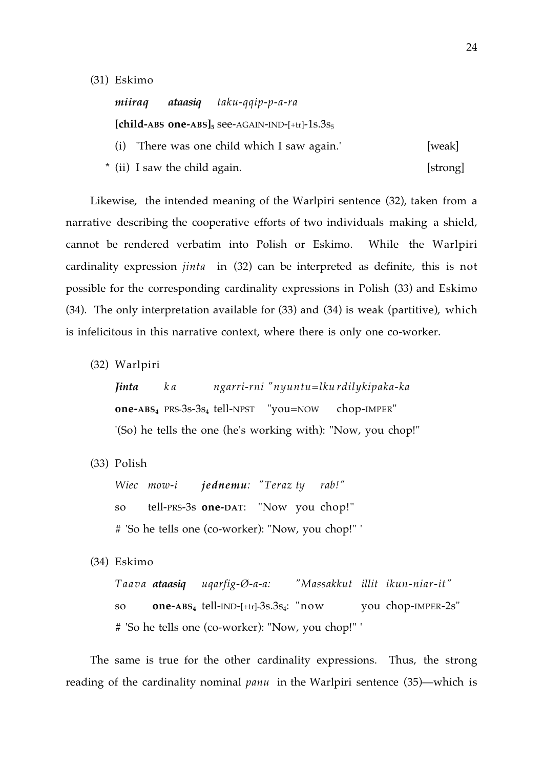(31) Eskimo

*miiraq* *ataasiq* *taku-qqip-p-a-ra*

**[child-ABS one-ABS]$_5$** see-AGAIN-IND-[+tr]-1s.3s$_5$

(i) 'There was one child which I saw again.' [weak]

\* (ii) I saw the child again. [strong]

Likewise, the intended meaning of the Warlpiri sentence (32), taken from a narrative describing the cooperative efforts of two individuals making a shield, cannot be rendered verbatim into Polish or Eskimo. While the Warlpiri cardinality expression *jinta* in (32) can be interpreted as definite, this is not possible for the corresponding cardinality expressions in Polish (33) and Eskimo (34). The only interpretation available for (33) and (34) is weak (partitive), which is infelicitous in this narrative context, where there is only one co-worker.

(32) Warlpiri

***Jinta*** *ka* *ngarri-rni "nyuntu=lkurdilykipaka-ka*

**one-ABS$_4$** PRS-3s-3s$_4$ tell-NPST "you=NOW chop-IMPER"

'(So) he tells the one (he's working with): "Now, you chop!"

(33) Polish

*Wiec mow-i* ***jednemu****: "Teraz ty rab!"*

so tell-PRS-3s **one-DAT**: "Now you chop!"

\# 'So he tells one (co-worker): "Now, you chop!" '

(34) Eskimo

*Taava* ***ataasiq*** *uqarfig-Ø-a-a: "Massakkut illit ikun-niar-it"*

so **one-ABS$_4$** tell-IND-[+tr]-3s.3s$_4$: "now you chop-IMPER-2s"

\# 'So he tells one (co-worker): "Now, you chop!" '

The same is true for the other cardinality expressions. Thus, the strong reading of the cardinality nominal *panu* in the Warlpiri sentence (35)—which is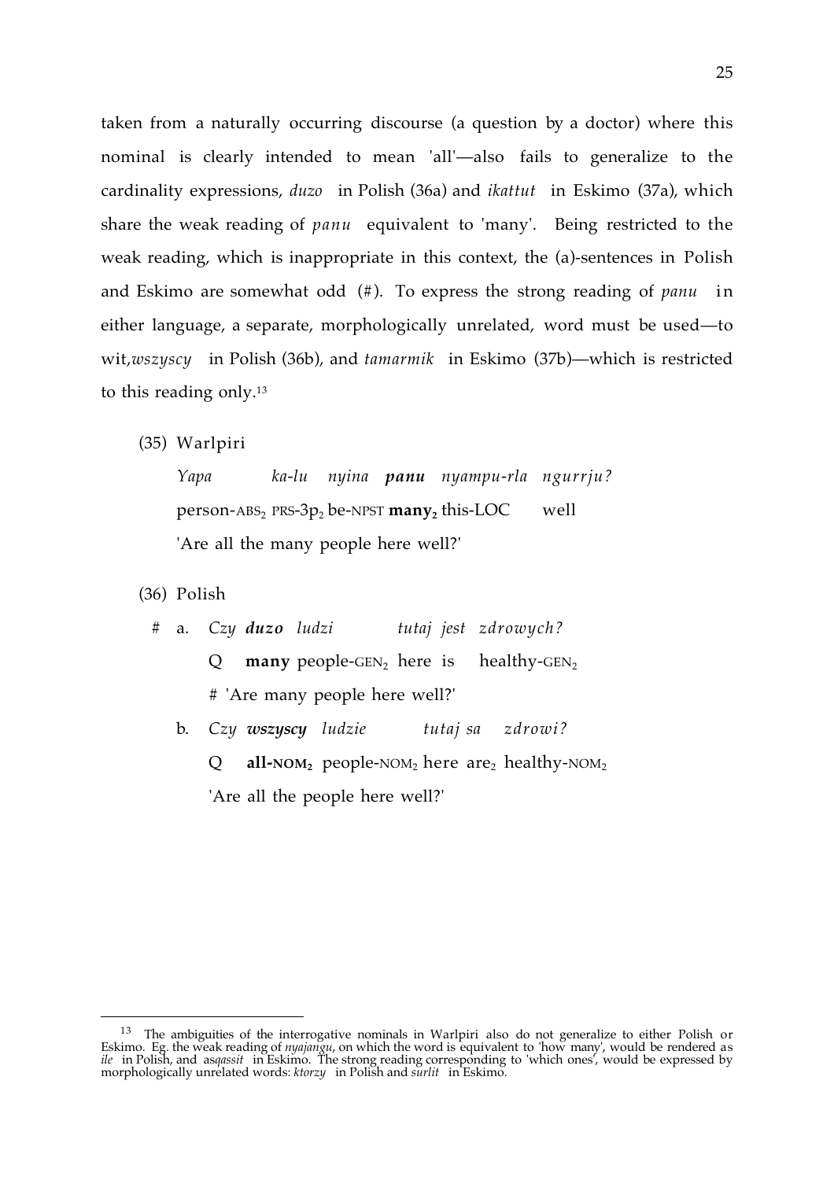taken from a naturally occurring discourse (a question by a doctor) where this nominal is clearly intended to mean 'all'—also fails to generalize to the cardinality expressions, *duzo* in Polish (36a) and *ikattut* in Eskimo (37a), which share the weak reading of *panu* equivalent to 'many'. Being restricted to the weak reading, which is inappropriate in this context, the (a)-sentences in Polish and Eskimo are somewhat odd (#). To express the strong reading of *panu* in either language, a separate, morphologically unrelated, word must be used—to wit, *wszyscy* in Polish (36b), and *tamarmik* in Eskimo (37b)—which is restricted to this reading only.[13]

(35) Warlpiri

*Yapa ka-lu nyina* ***panu*** *nyampu-rla ngurrju?*
person-ABS$_2$ PRS-3p$_2$ be-NPST **many$_2$** this-LOC well
'Are all the many people here well?'

(36) Polish

\# a. *Czy* ***duzo*** *ludzi tutaj jest zdrowych?*
Q **many** people-GEN$_2$ here is healthy-GEN$_2$
\# 'Are many people here well?'

b. *Czy* ***wszyscy*** *ludzie tutaj sa zdrowi?*
Q **all-NOM$_2$** people-NOM$_2$ here are$_2$ healthy-NOM$_2$
'Are all the people here well?'

---

[13] The ambiguities of the interrogative nominals in Warlpiri also do not generalize to either Polish or Eskimo. Eg. the weak reading of *nyajangu*, on which the word is equivalent to 'how many', would be rendered as *ile* in Polish, and as *qassit* in Eskimo. The strong reading corresponding to 'which ones', would be expressed by morphologically unrelated words: *ktorzy* in Polish and *surlit* in Eskimo.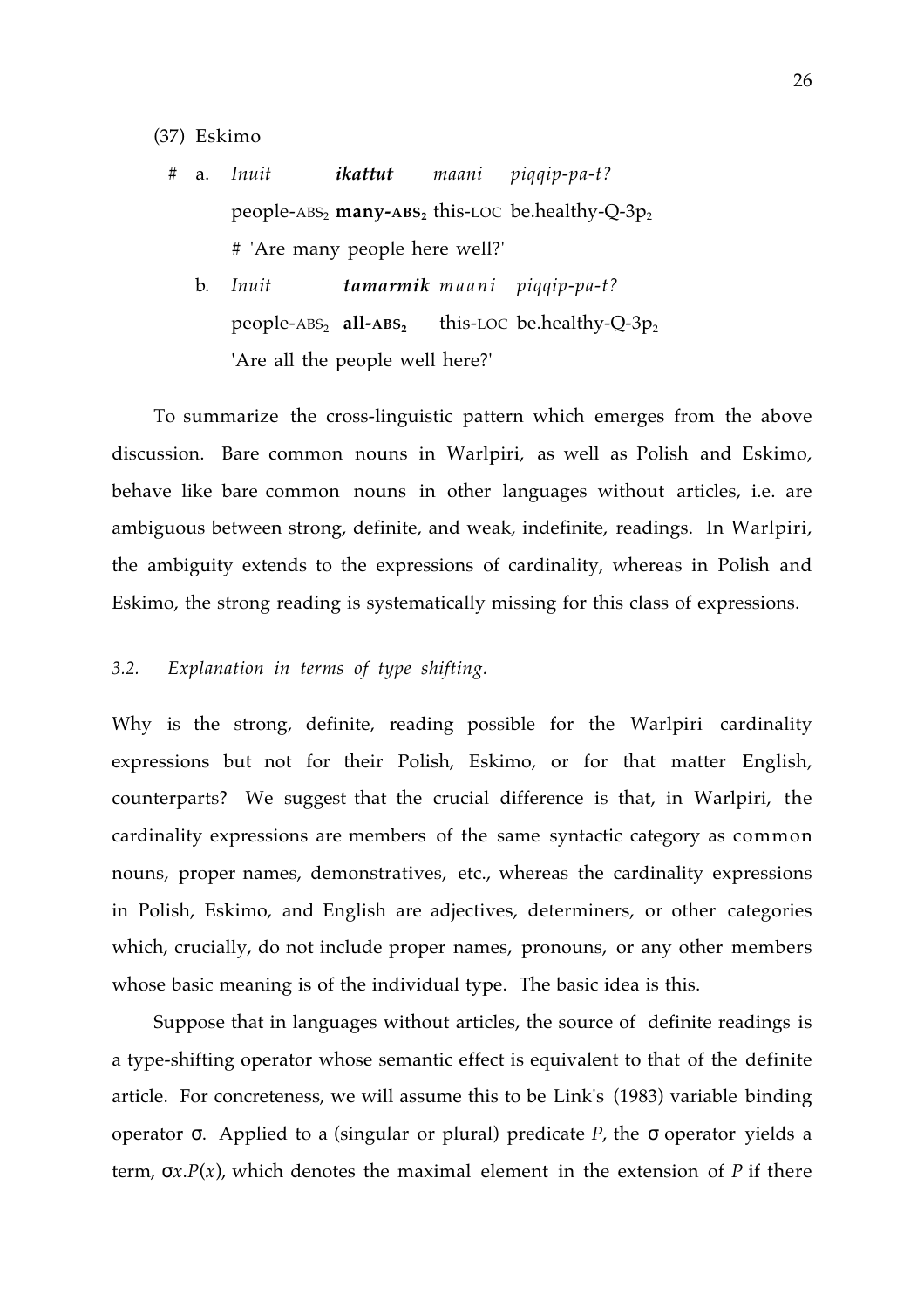(37) Eskimo

\# a. *Inuit* ***ikattut*** *maani piqqip-pa-t?*

people-ABS$_2$ **many-ABS$_2$** this-LOC be.healthy-Q-3p$_2$

\# 'Are many people here well?'

b. *Inuit* ***tamarmik*** *maani piqqip-pa-t?*

people-ABS$_2$ **all-ABS$_2$** this-LOC be.healthy-Q-3p$_2$

'Are all the people well here?'

To summarize the cross-linguistic pattern which emerges from the above discussion. Bare common nouns in Warlpiri, as well as Polish and Eskimo, behave like bare common nouns in other languages without articles, i.e. are ambiguous between strong, definite, and weak, indefinite, readings. In Warlpiri, the ambiguity extends to the expressions of cardinality, whereas in Polish and Eskimo, the strong reading is systematically missing for this class of expressions.

### *3.2. Explanation in terms of type shifting.*

Why is the strong, definite, reading possible for the Warlpiri cardinality expressions but not for their Polish, Eskimo, or for that matter English, counterparts? We suggest that the crucial difference is that, in Warlpiri, the cardinality expressions are members of the same syntactic category as common nouns, proper names, demonstratives, etc., whereas the cardinality expressions in Polish, Eskimo, and English are adjectives, determiners, or other categories which, crucially, do not include proper names, pronouns, or any other members whose basic meaning is of the individual type. The basic idea is this.

Suppose that in languages without articles, the source of definite readings is a type-shifting operator whose semantic effect is equivalent to that of the definite article. For concreteness, we will assume this to be Link's (1983) variable binding operator $\sigma$. Applied to a (singular or plural) predicate $P$, the $\sigma$ operator yields a term, $\sigma x.P(x)$, which denotes the maximal element in the extension of $P$ if there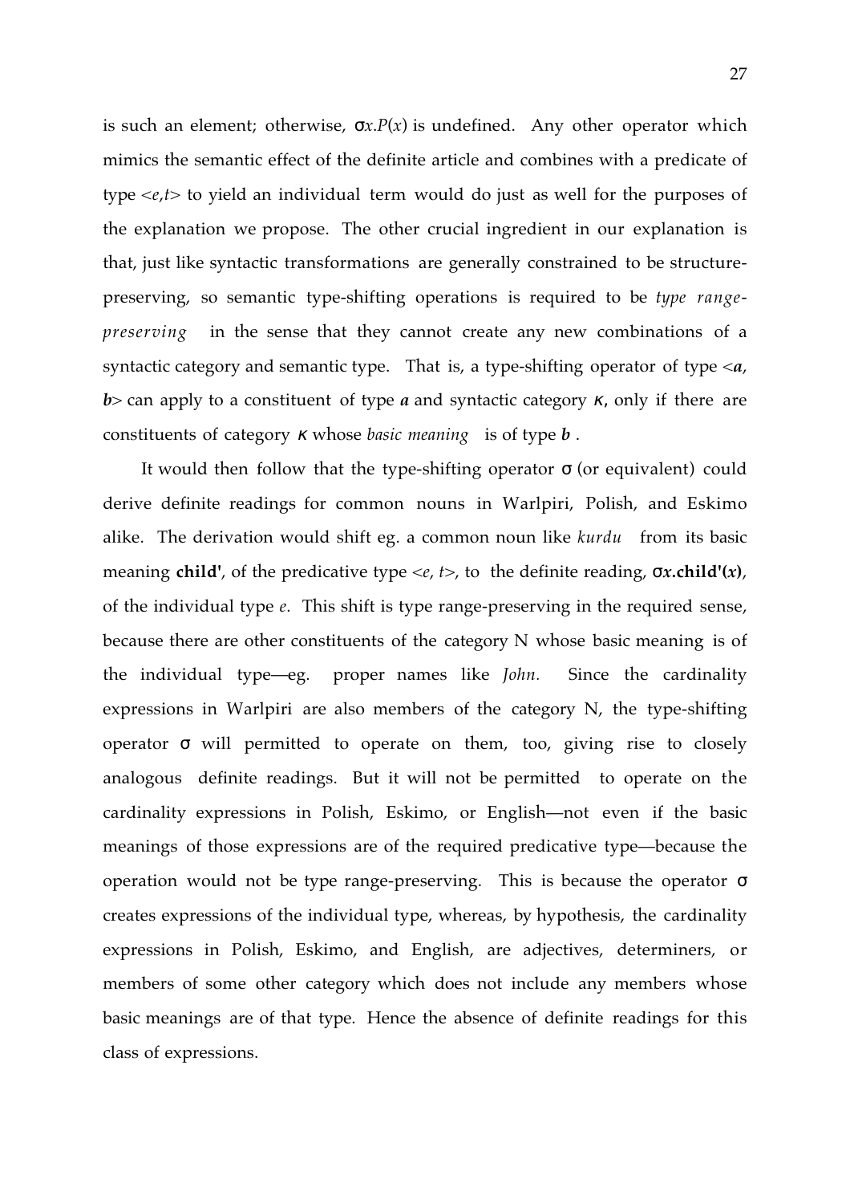is such an element; otherwise, $\sigma x.P(x)$ is undefined. Any other operator which mimics the semantic effect of the definite article and combines with a predicate of type $<e,t>$ to yield an individual term would do just as well for the purposes of the explanation we propose. The other crucial ingredient in our explanation is that, just like syntactic transformations are generally constrained to be structure-preserving, so semantic type-shifting operations is required to be *type range-preserving* in the sense that they cannot create any new combinations of a syntactic category and semantic type. That is, a type-shifting operator of type $<\boldsymbol{a}, \boldsymbol{b}>$ can apply to a constituent of type $\boldsymbol{a}$ and syntactic category $\kappa$, only if there are constituents of category $\kappa$ whose *basic meaning* is of type $\boldsymbol{b}$ .

It would then follow that the type-shifting operator $\sigma$ (or equivalent) could derive definite readings for common nouns in Warlpiri, Polish, and Eskimo alike. The derivation would shift eg. a common noun like *kurdu* from its basic meaning **child'**, of the predicative type $<e, t>$, to the definite reading, $\boldsymbol{\sigma x.\text{child}'(x)}$, of the individual type $e$. This shift is type range-preserving in the required sense, because there are other constituents of the category N whose basic meaning is of the individual type—eg. proper names like *John.* Since the cardinality expressions in Warlpiri are also members of the category N, the type-shifting operator $\sigma$ will permitted to operate on them, too, giving rise to closely analogous definite readings. But it will not be permitted to operate on the cardinality expressions in Polish, Eskimo, or English—not even if the basic meanings of those expressions are of the required predicative type—because the operation would not be type range-preserving. This is because the operator $\sigma$ creates expressions of the individual type, whereas, by hypothesis, the cardinality expressions in Polish, Eskimo, and English, are adjectives, determiners, or members of some other category which does not include any members whose basic meanings are of that type. Hence the absence of definite readings for this class of expressions.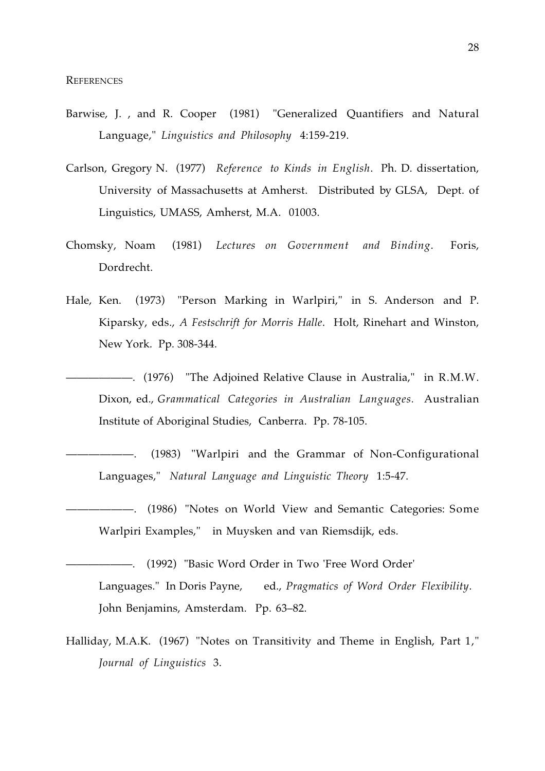# REFERENCES

Barwise, J. , and R. Cooper (1981) "Generalized Quantifiers and Natural Language," *Linguistics and Philosophy* 4:159-219.

Carlson, Gregory N. (1977) *Reference to Kinds in English*. Ph. D. dissertation, University of Massachusetts at Amherst. Distributed by GLSA, Dept. of Linguistics, UMASS, Amherst, M.A. 01003.

Chomsky, Noam (1981) *Lectures on Government and Binding*. Foris, Dordrecht.

Hale, Ken. (1973) "Person Marking in Warlpiri," in S. Anderson and P. Kiparsky, eds., *A Festschrift for Morris Halle*. Holt, Rinehart and Winston, New York. Pp. 308-344.

——————. (1976) "The Adjoined Relative Clause in Australia," in R.M.W. Dixon, ed., *Grammatical Categories in Australian Languages.* Australian Institute of Aboriginal Studies, Canberra. Pp. 78-105.

——————. (1983) "Warlpiri and the Grammar of Non-Configurational Languages," *Natural Language and Linguistic Theory* 1:5-47.

——————. (1986) "Notes on World View and Semantic Categories: Some Warlpiri Examples," in Muysken and van Riemsdijk, eds.

——————. (1992) "Basic Word Order in Two 'Free Word Order' Languages." In Doris Payne, ed., *Pragmatics of Word Order Flexibility*. John Benjamins, Amsterdam. Pp. 63–82.

Halliday, M.A.K. (1967) "Notes on Transitivity and Theme in English, Part 1," *Journal of Linguistics* 3.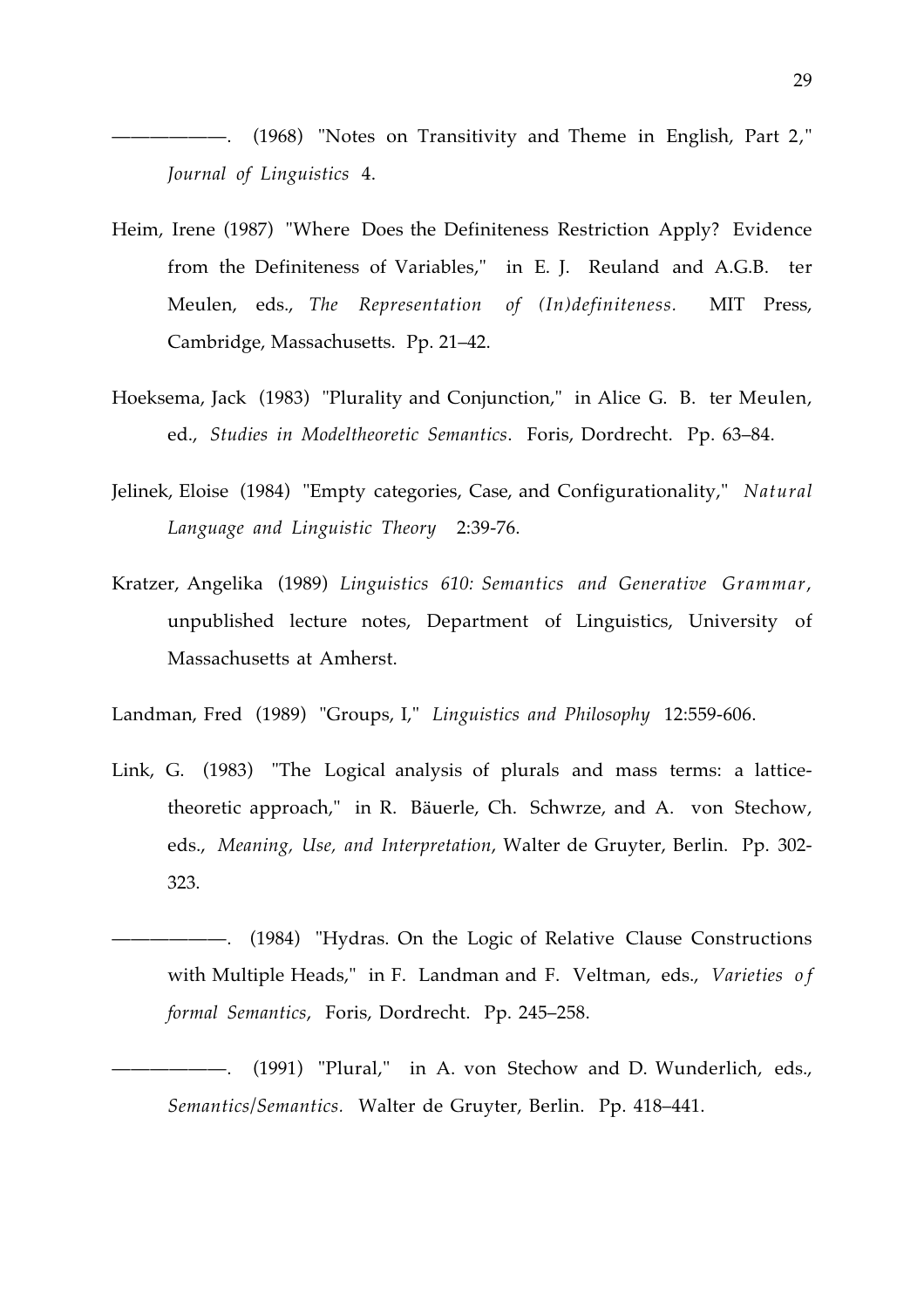———————. (1968) "Notes on Transitivity and Theme in English, Part 2," *Journal of Linguistics* 4.

Heim, Irene (1987) "Where Does the Definiteness Restriction Apply? Evidence from the Definiteness of Variables," in E. J. Reuland and A.G.B. ter Meulen, eds., *The Representation of (In)definiteness.* MIT Press, Cambridge, Massachusetts. Pp. 21–42.

Hoeksema, Jack (1983) "Plurality and Conjunction," in Alice G. B. ter Meulen, ed., *Studies in Modeltheoretic Semantics*. Foris, Dordrecht. Pp. 63–84.

Jelinek, Eloise (1984) "Empty categories, Case, and Configurationality," *Natural Language and Linguistic Theory* 2:39-76.

Kratzer, Angelika (1989) *Linguistics 610: Semantics and Generative Grammar*, unpublished lecture notes, Department of Linguistics, University of Massachusetts at Amherst.

Landman, Fred (1989) "Groups, I," *Linguistics and Philosophy* 12:559-606.

Link, G. (1983) "The Logical analysis of plurals and mass terms: a lattice-theoretic approach," in R. Bäuerle, Ch. Schwrze, and A. von Stechow, eds., *Meaning, Use, and Interpretation*, Walter de Gruyter, Berlin. Pp. 302-323.

———————. (1984) "Hydras. On the Logic of Relative Clause Constructions with Multiple Heads," in F. Landman and F. Veltman, eds., *Varieties of formal Semantics*, Foris, Dordrecht. Pp. 245–258.

———————. (1991) "Plural," in A. von Stechow and D. Wunderlich, eds., *Semantics/Semantics.* Walter de Gruyter, Berlin. Pp. 418–441.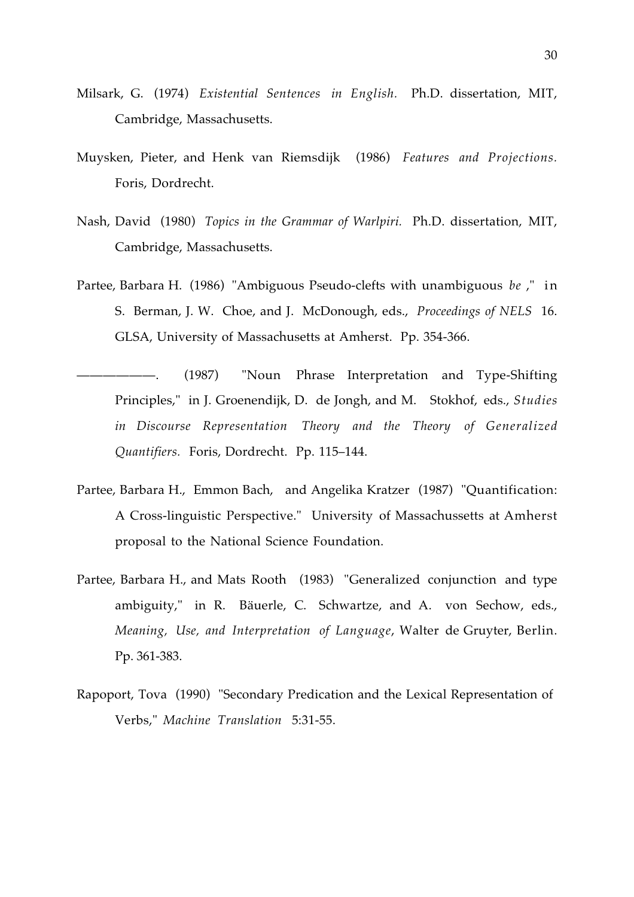Milsark, G. (1974) *Existential Sentences in English.* Ph.D. dissertation, MIT, Cambridge, Massachusetts.

Muysken, Pieter, and Henk van Riemsdijk (1986) *Features and Projections*. Foris, Dordrecht.

Nash, David (1980) *Topics in the Grammar of Warlpiri.* Ph.D. dissertation, MIT, Cambridge, Massachusetts.

Partee, Barbara H. (1986) "Ambiguous Pseudo-clefts with unambiguous *be* ," in S. Berman, J. W. Choe, and J. McDonough, eds., *Proceedings of NELS* 16. GLSA, University of Massachusetts at Amherst. Pp. 354-366.

———————. (1987) "Noun Phrase Interpretation and Type-Shifting Principles," in J. Groenendijk, D. de Jongh, and M. Stokhof, eds., *Studies in Discourse Representation Theory and the Theory of Generalized Quantifiers.* Foris, Dordrecht. Pp. 115–144.

Partee, Barbara H., Emmon Bach, and Angelika Kratzer (1987) "Quantification: A Cross-linguistic Perspective." University of Massachussetts at Amherst proposal to the National Science Foundation.

Partee, Barbara H., and Mats Rooth (1983) "Generalized conjunction and type ambiguity," in R. Bäuerle, C. Schwartze, and A. von Sechow, eds., *Meaning, Use, and Interpretation of Language*, Walter de Gruyter, Berlin. Pp. 361-383.

Rapoport, Tova (1990) "Secondary Predication and the Lexical Representation of Verbs," *Machine Translation* 5:31-55.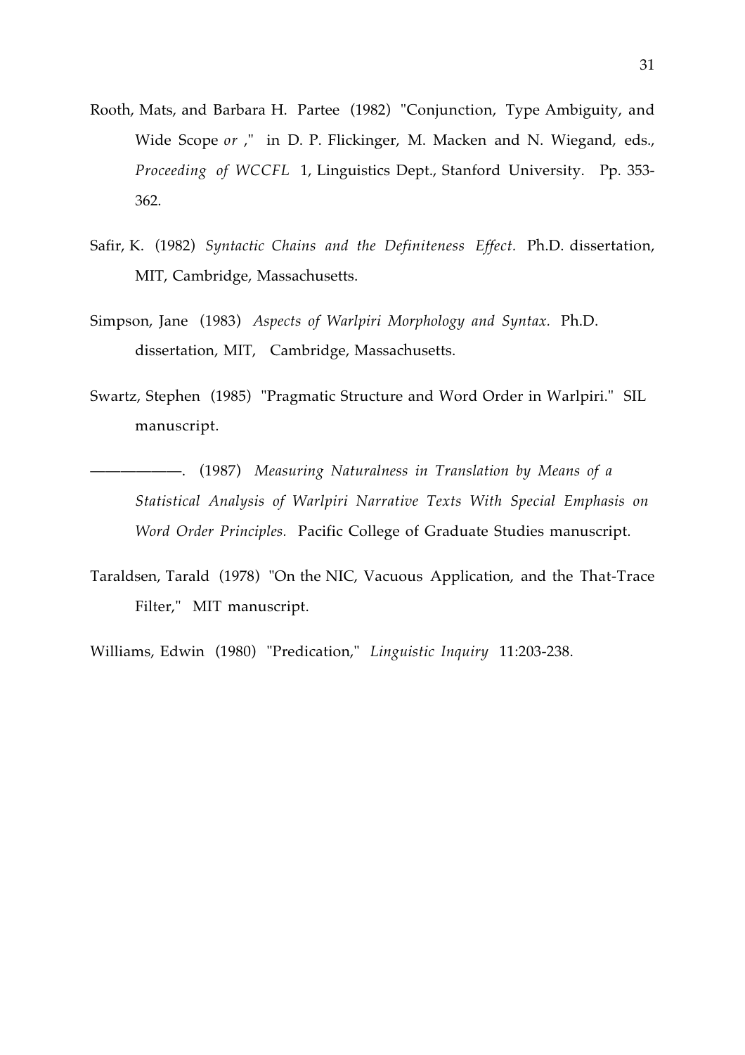Rooth, Mats, and Barbara H. Partee (1982) "Conjunction, Type Ambiguity, and Wide Scope *or* ," in D. P. Flickinger, M. Macken and N. Wiegand, eds., *Proceeding of WCCFL* 1, Linguistics Dept., Stanford University. Pp. 353-362.

Safir, K. (1982) *Syntactic Chains and the Definiteness Effect.* Ph.D. dissertation, MIT, Cambridge, Massachusetts.

Simpson, Jane (1983) *Aspects of Warlpiri Morphology and Syntax.* Ph.D. dissertation, MIT, Cambridge, Massachusetts.

Swartz, Stephen (1985) "Pragmatic Structure and Word Order in Warlpiri." SIL manuscript.

——————. (1987) *Measuring Naturalness in Translation by Means of a Statistical Analysis of Warlpiri Narrative Texts With Special Emphasis on Word Order Principles.* Pacific College of Graduate Studies manuscript.

Taraldsen, Tarald (1978) "On the NIC, Vacuous Application, and the That-Trace Filter," MIT manuscript.

Williams, Edwin (1980) "Predication," *Linguistic Inquiry* 11:203-238.